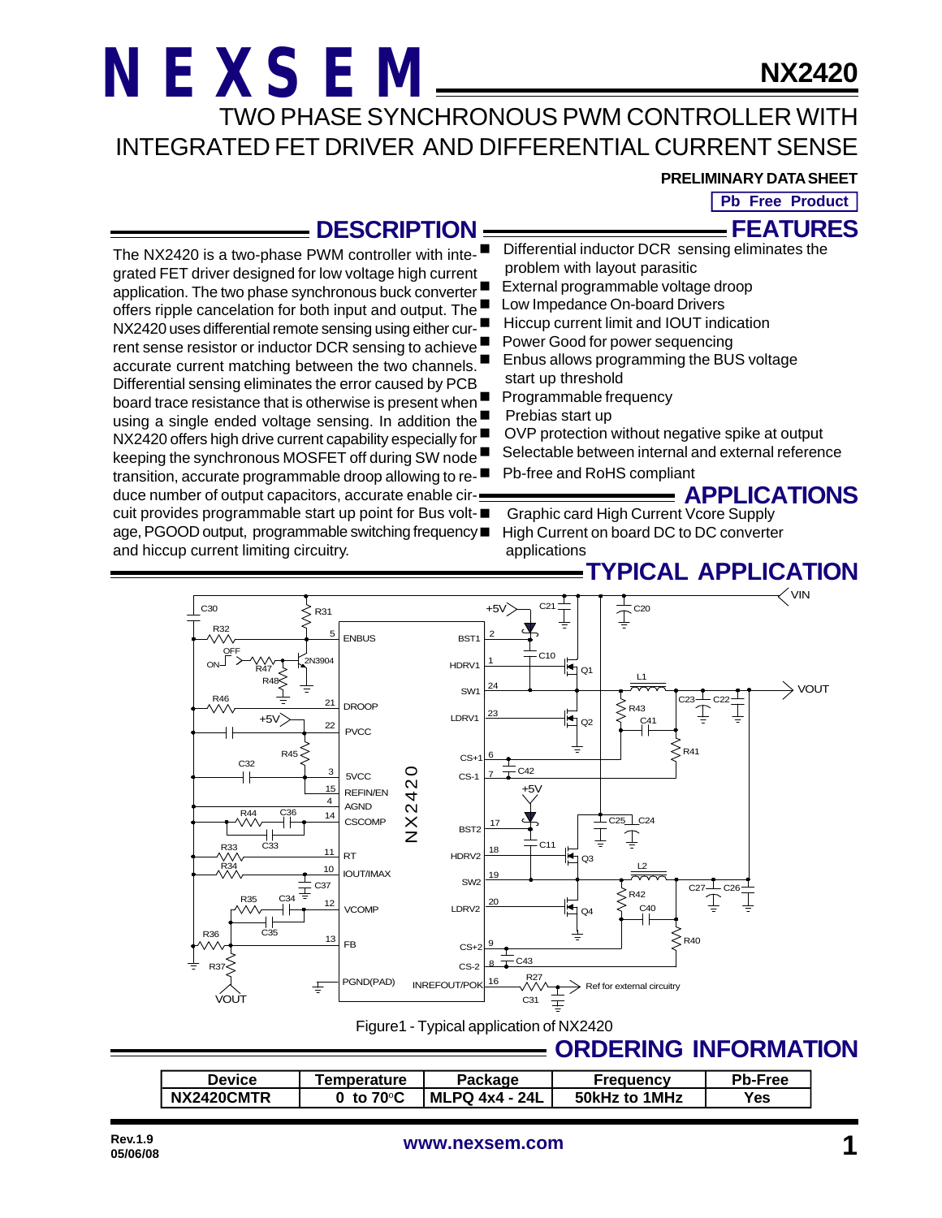# NEXSEM

# NX2420

## TWO PHASE SYNCHRONOUS PWM CONTROLLER WITH INTEGRATED FET DRIVER AND DIFFERENTIAL CURRENT SENSE

**PRELIMINARY DATA SHEET**

**Pb Free Product**

## DESCRIPTION

The NX2420 is a two-phase PWM controller with integrated FET driver designed for low voltage high current application. The two phase synchronous buck converter offers ripple cancelation for both input and output. The NX2420 uses differential remote sensing using either current sense resistor or inductor DCR sensing to achieve accurate current matching between the two channels. Differential sensing eliminates the error caused by PCB board trace resistance that is otherwise is present when using a single ended voltage sensing. In addition the NX2420 offers high drive current capability especially for keeping the synchronous MOSFET off during SW node transition, accurate programmable droop allowing to reduce number of output capacitors, accurate enable circuit provides programmable start up point for Bus voltage, PGOOD output, programmable switching frequency and hiccup current limiting circuitry.

## FEATURES

- Differential inductor DCR sensing eliminates the problem with layout parasitic
- External programmable voltage droop
- Low Impedance On-board Drivers
- Hiccup current limit and IOUT indication
- Power Good for power sequencing
- Enbus allows programming the BUS voltage start up threshold
- Programmable frequency
- Prebias start up
- OVP protection without negative spike at output
- Selectable between internal and external reference
- Pb-free and RoHS compliant

## APPLICATIONS

- Graphic card High Current Vcore Supply
- High Current on board DC to DC converter applications

## TYPICAL APPLICATION

Figure1 - Typical application of NX2420

## ORDERING INFORMATION

| Device | Temperature | Package | Frequency | Pb-Free |
|---|---|---|---|---|
| NX2420CMTR | 0 to 70°C | MLPQ 4x4 - 24L | 50kHz to 1MHz | Yes |

Rev.1.9
05/06/08

www.nexsem.com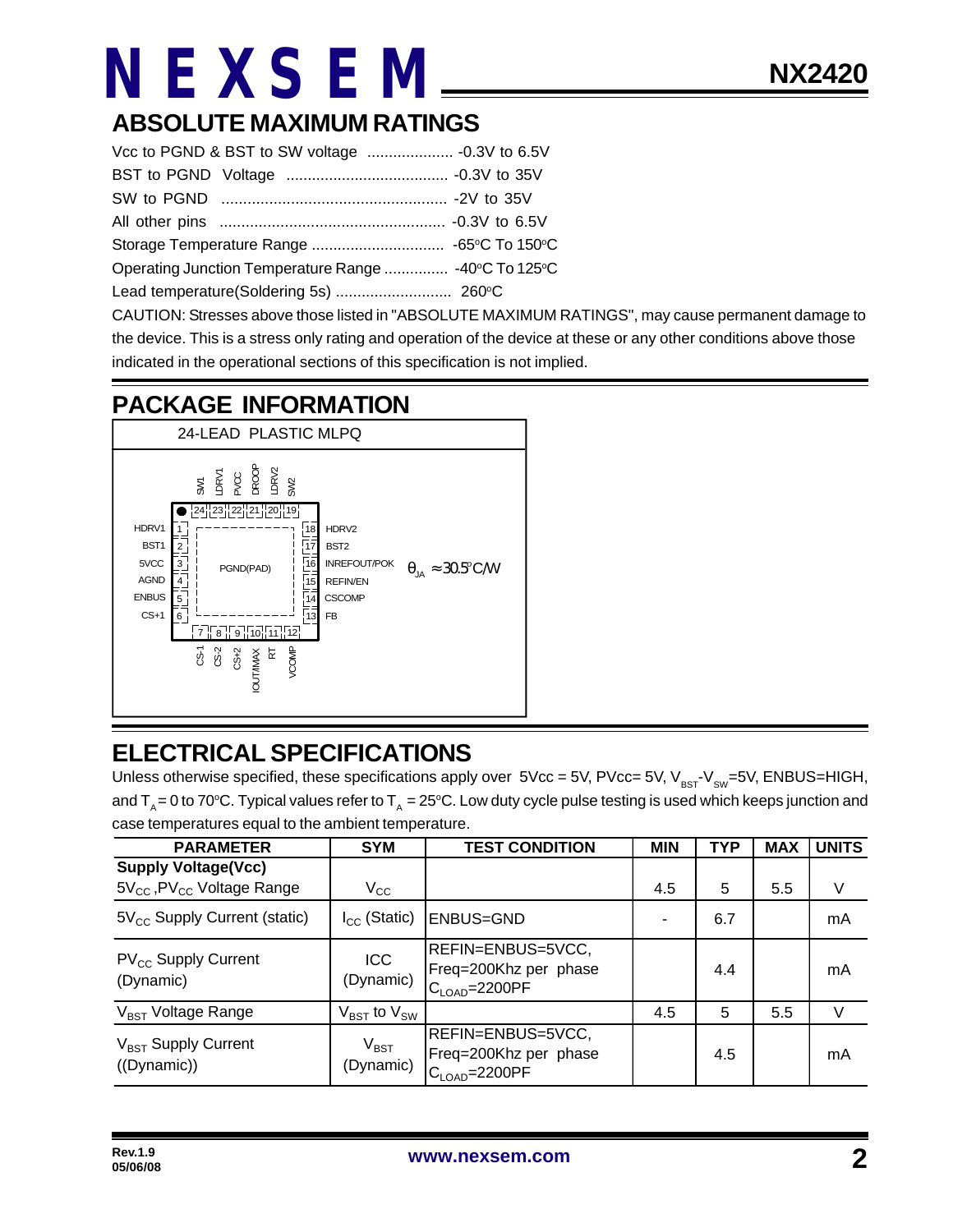## ABSOLUTE MAXIMUM RATINGS

Vcc to PGND & BST to SW voltage .................... -0.3V to 6.5V

BST to PGND Voltage ...................................... -0.3V to 35V

SW to PGND .................................................... -2V to 35V

All other pins .................................................... -0.3V to 6.5V

Storage Temperature Range ............................... -65°C To 150°C

Operating Junction Temperature Range ............... -40°C To 125°C

Lead temperature(Soldering 5s) ........................... 260°C

CAUTION: Stresses above those listed in "ABSOLUTE MAXIMUM RATINGS", may cause permanent damage to the device. This is a stress only rating and operation of the device at these or any other conditions above those indicated in the operational sections of this specification is not implied.

## PACKAGE INFORMATION

24-LEAD PLASTIC MLPQ

| Pin | Name | Pin | Name |
|---|---|---|---|
| 1 | HDRV1 | 13 | FB |
| 2 | BST1 | 14 | CSCOMP |
| 3 | 5VCC | 15 | REFIN/EN |
| 4 | AGND | 16 | INREFOUT/POK |
| 5 | ENBUS | 17 | BST2 |
| 6 | CS+1 | 18 | HDRV2 |
| 7 | CS-1 | 19 | SW2 |
| 8 | CS-2 | 20 | LDRV2 |
| 9 | CS+2 | 21 | DROOP |
| 10 | IOUT/IMAX | 22 | PVCC |
| 11 | RT | 23 | LDRV1 |
| 12 | VCOMP | 24 | SW1 |

PGND(PAD)

$\theta_{JA} \approx 30.5^{o}C/W$

## ELECTRICAL SPECIFICATIONS

Unless otherwise specified, these specifications apply over 5Vcc = 5V, PVcc= 5V, $V_{BST}$-$V_{SW}$=5V, ENBUS=HIGH, and $T_A$ = 0 to 70°C. Typical values refer to $T_A$ = 25°C. Low duty cycle pulse testing is used which keeps junction and case temperatures equal to the ambient temperature.

| PARAMETER | SYM | TEST CONDITION | MIN | TYP | MAX | UNITS |
|---|---|---|---|---|---|---|
| **Supply Voltage(Vcc)** | | | | | | |
| $5V_{CC}$ ,$PV_{CC}$ Voltage Range | $V_{CC}$ | | 4.5 | 5 | 5.5 | V |
| $5V_{CC}$ Supply Current (static) | $I_{CC}$ (Static) | ENBUS=GND | - | 6.7 | | mA |
| $PV_{CC}$ Supply Current (Dynamic) | ICC (Dynamic) | REFIN=ENBUS=5VCC, Freq=200Khz per phase $C_{LOAD}$=2200PF | | 4.4 | | mA |
| $V_{BST}$ Voltage Range | $V_{BST}$ to $V_{SW}$ | | 4.5 | 5 | 5.5 | V |
| $V_{BST}$ Supply Current ((Dynamic)) | $V_{BST}$ (Dynamic) | REFIN=ENBUS=5VCC, Freq=200Khz per phase $C_{LOAD}$=2200PF | | 4.5 | | mA |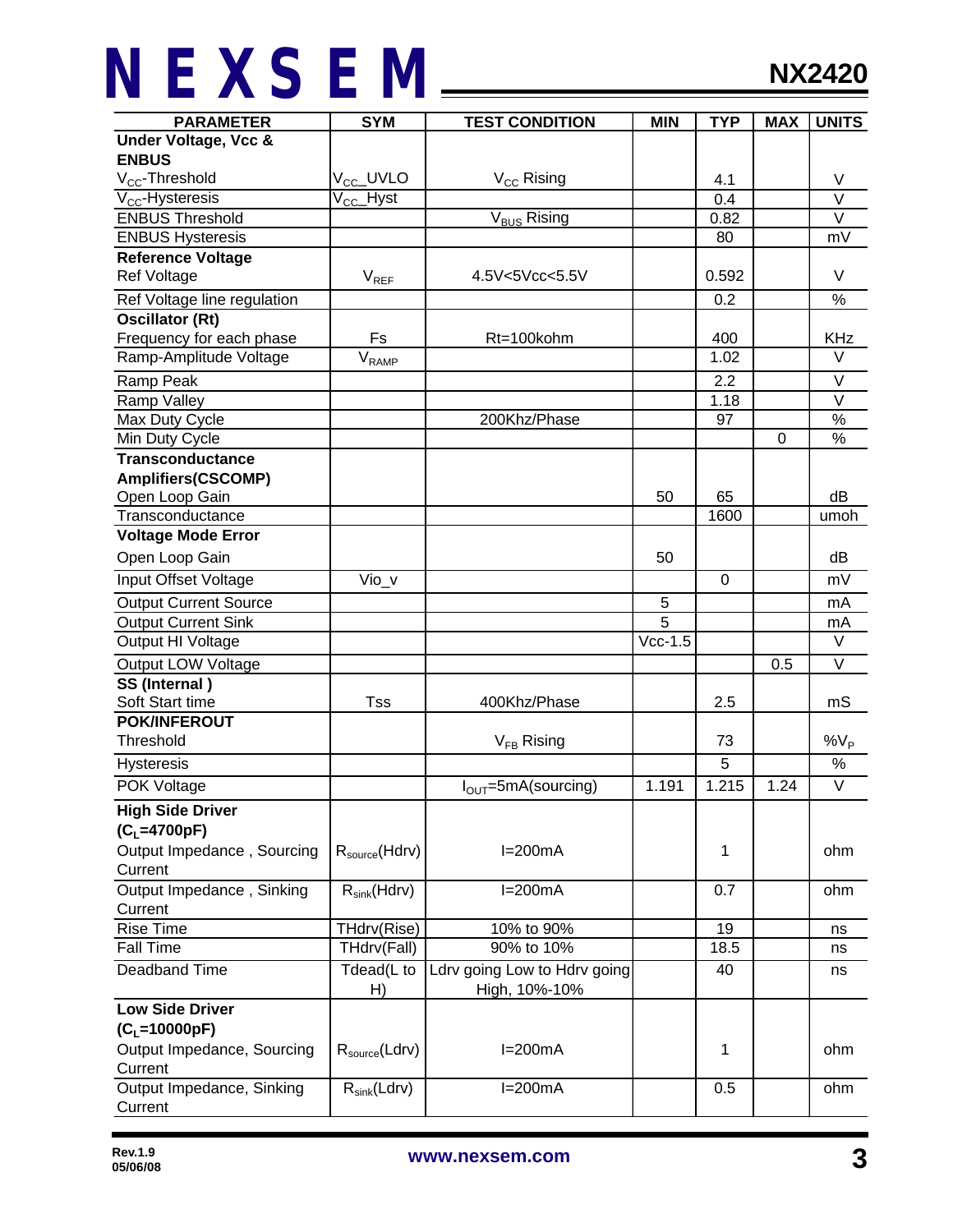| PARAMETER | SYM | TEST CONDITION | MIN | TYP | MAX | UNITS |
|---|---|---|---|---|---|---|
| **Under Voltage, Vcc & ENBUS** | | | | | | |
| $V_{CC}$-Threshold | $V_{CC}$_UVLO | $V_{CC}$ Rising | | 4.1 | | V |
| $V_{CC}$-Hysteresis | $V_{CC}$_Hyst | | | 0.4 | | V |
| ENBUS Threshold | | $V_{BUS}$ Rising | | 0.82 | | V |
| ENBUS Hysteresis | | | | 80 | | mV |
| **Reference Voltage** | | | | | | |
| Ref Voltage | $V_{REF}$ | 4.5V<5Vcc<5.5V | | 0.592 | | V |
| Ref Voltage line regulation | | | | 0.2 | | % |
| **Oscillator (Rt)** | | | | | | |
| Frequency for each phase | Fs | Rt=100kohm | | 400 | | KHz |
| Ramp-Amplitude Voltage | $V_{RAMP}$ | | | 1.02 | | V |
| Ramp Peak | | | | 2.2 | | V |
| Ramp Valley | | | | 1.18 | | V |
| Max Duty Cycle | | 200Khz/Phase | | 97 | | % |
| Min Duty Cycle | | | | | 0 | % |
| **Transconductance Amplifiers(CSCOMP)** | | | | | | |
| Open Loop Gain | | | 50 | 65 | | dB |
| Transconductance | | | | 1600 | | umoh |
| **Voltage Mode Error** | | | | | | |
| Open Loop Gain | | | 50 | | | dB |
| Input Offset Voltage | Vio_v | | | 0 | | mV |
| Output Current Source | | | 5 | | | mA |
| Output Current Sink | | | 5 | | | mA |
| Output HI Voltage | | | Vcc-1.5 | | | V |
| Output LOW Voltage | | | | | 0.5 | V |
| **SS (Internal )** | | | | | | |
| Soft Start time | Tss | 400Khz/Phase | | 2.5 | | mS |
| **POK/INFEROUT** | | | | | | |
| Threshold | | $V_{FB}$ Rising | | 73 | | $\%V_P$ |
| Hysteresis | | | | 5 | | % |
| POK Voltage | | $I_{OUT}$=5mA(sourcing) | 1.191 | 1.215 | 1.24 | V |
| **High Side Driver ($C_L$=4700pF)** | | | | | | |
| Output Impedance , Sourcing Current | $R_{source}$(Hdrv) | I=200mA | | 1 | | ohm |
| Output Impedance , Sinking Current | $R_{sink}$(Hdrv) | I=200mA | | 0.7 | | ohm |
| Rise Time | THdrv(Rise) | 10% to 90% | | 19 | | ns |
| Fall Time | THdrv(Fall) | 90% to 10% | | 18.5 | | ns |
| Deadband Time | Tdead(L to H) | Ldrv going Low to Hdrv going High, 10%-10% | | 40 | | ns |
| **Low Side Driver ($C_L$=10000pF)** | | | | | | |
| Output Impedance, Sourcing Current | $R_{source}$(Ldrv) | I=200mA | | 1 | | ohm |
| Output Impedance, Sinking Current | $R_{sink}$(Ldrv) | I=200mA | | 0.5 | | ohm |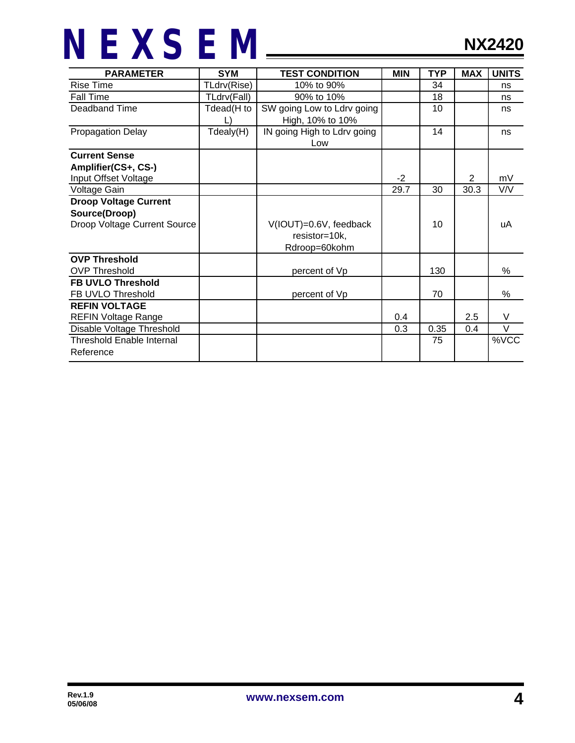| PARAMETER | SYM | TEST CONDITION | MIN | TYP | MAX | UNITS |
|---|---|---|---|---|---|---|
| Rise Time | TLdrv(Rise) | 10% to 90% | | 34 | | ns |
| Fall Time | TLdrv(Fall) | 90% to 10% | | 18 | | ns |
| Deadband Time | Tdead(H to L) | SW going Low to Ldrv going High, 10% to 10% | | 10 | | ns |
| Propagation Delay | Tdealy(H) | IN going High to Ldrv going Low | | 14 | | ns |
| **Current Sense Amplifier(CS+, CS-)** | | | | | | |
| Input Offset Voltage | | | -2 | | 2 | mV |
| Voltage Gain | | | 29.7 | 30 | 30.3 | V/V |
| **Droop Voltage Current Source(Droop)** | | | | | | |
| Droop Voltage Current Source | | V(IOUT)=0.6V, feedback resistor=10k, Rdroop=60kohm | | 10 | | uA |
| **OVP Threshold** | | | | | | |
| OVP Threshold | | percent of Vp | | 130 | | % |
| **FB UVLO Threshold** | | | | | | |
| FB UVLO Threshold | | percent of Vp | | 70 | | % |
| **REFIN VOLTAGE** | | | | | | |
| REFIN Voltage Range | | | 0.4 | | 2.5 | V |
| Disable Voltage Threshold | | | 0.3 | 0.35 | 0.4 | V |
| Threshold Enable Internal Reference | | | | 75 | | %VCC |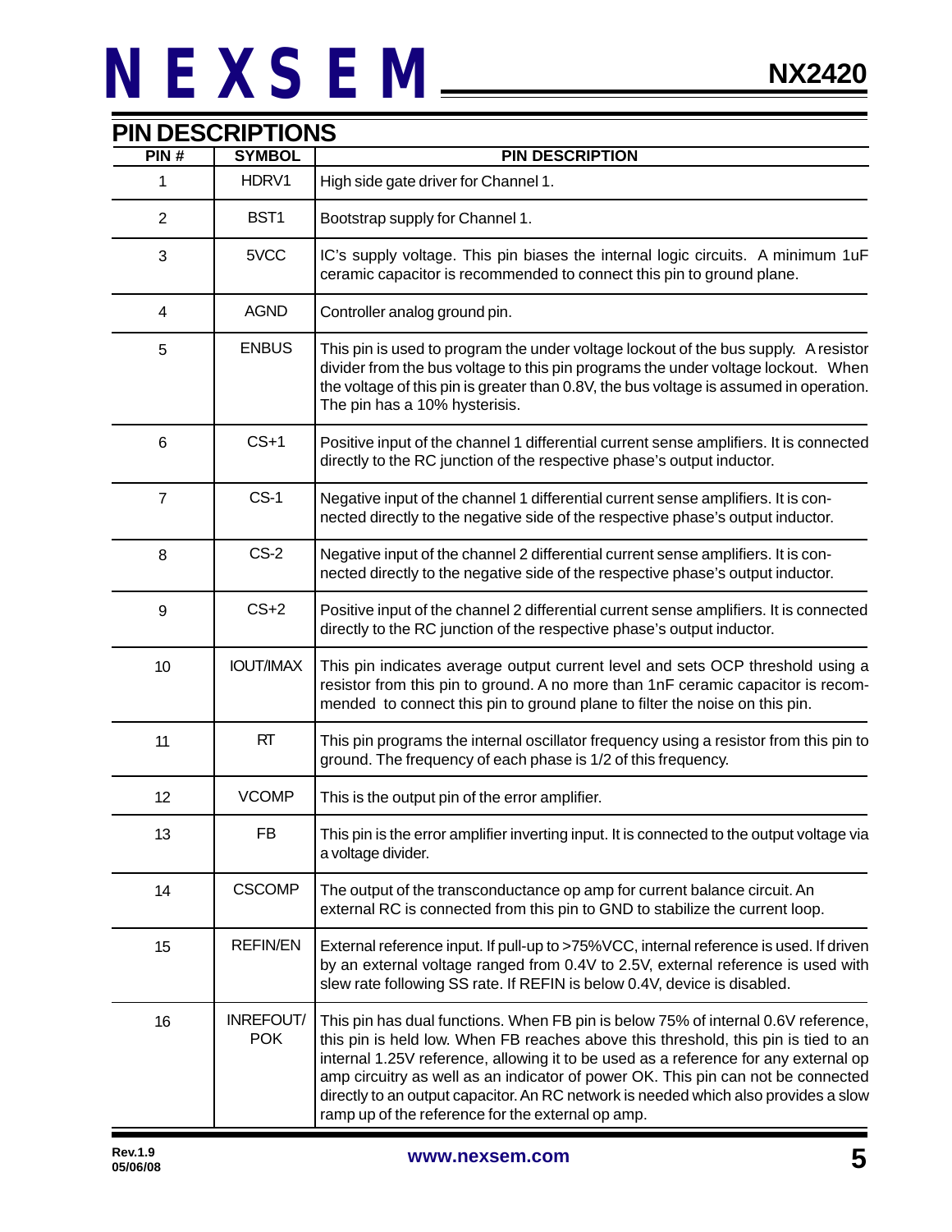## PIN DESCRIPTIONS

| PIN # | SYMBOL | PIN DESCRIPTION |
|---|---|---|
| 1 | HDRV1 | High side gate driver for Channel 1. |
| 2 | BST1 | Bootstrap supply for Channel 1. |
| 3 | 5VCC | IC's supply voltage. This pin biases the internal logic circuits. A minimum 1uF ceramic capacitor is recommended to connect this pin to ground plane. |
| 4 | AGND | Controller analog ground pin. |
| 5 | ENBUS | This pin is used to program the under voltage lockout of the bus supply. A resistor divider from the bus voltage to this pin programs the under voltage lockout. When the voltage of this pin is greater than 0.8V, the bus voltage is assumed in operation. The pin has a 10% hysterisis. |
| 6 | CS+1 | Positive input of the channel 1 differential current sense amplifiers. It is connected directly to the RC junction of the respective phase's output inductor. |
| 7 | CS-1 | Negative input of the channel 1 differential current sense amplifiers. It is connected directly to the negative side of the respective phase's output inductor. |
| 8 | CS-2 | Negative input of the channel 2 differential current sense amplifiers. It is connected directly to the negative side of the respective phase's output inductor. |
| 9 | CS+2 | Positive input of the channel 2 differential current sense amplifiers. It is connected directly to the RC junction of the respective phase's output inductor. |
| 10 | IOUT/IMAX | This pin indicates average output current level and sets OCP threshold using a resistor from this pin to ground. A no more than 1nF ceramic capacitor is recommended to connect this pin to ground plane to filter the noise on this pin. |
| 11 | RT | This pin programs the internal oscillator frequency using a resistor from this pin to ground. The frequency of each phase is 1/2 of this frequency. |
| 12 | VCOMP | This is the output pin of the error amplifier. |
| 13 | FB | This pin is the error amplifier inverting input. It is connected to the output voltage via a voltage divider. |
| 14 | CSCOMP | The output of the transconductance op amp for current balance circuit. An external RC is connected from this pin to GND to stabilize the current loop. |
| 15 | REFIN/EN | External reference input. If pull-up to >75%VCC, internal reference is used. If driven by an external voltage ranged from 0.4V to 2.5V, external reference is used with slew rate following SS rate. If REFIN is below 0.4V, device is disabled. |
| 16 | INREFOUT/POK | This pin has dual functions. When FB pin is below 75% of internal 0.6V reference, this pin is held low. When FB reaches above this threshold, this pin is tied to an internal 1.25V reference, allowing it to be used as a reference for any external op amp circuitry as well as an indicator of power OK. This pin can not be connected directly to an output capacitor. An RC network is needed which also provides a slow ramp up of the reference for the external op amp. |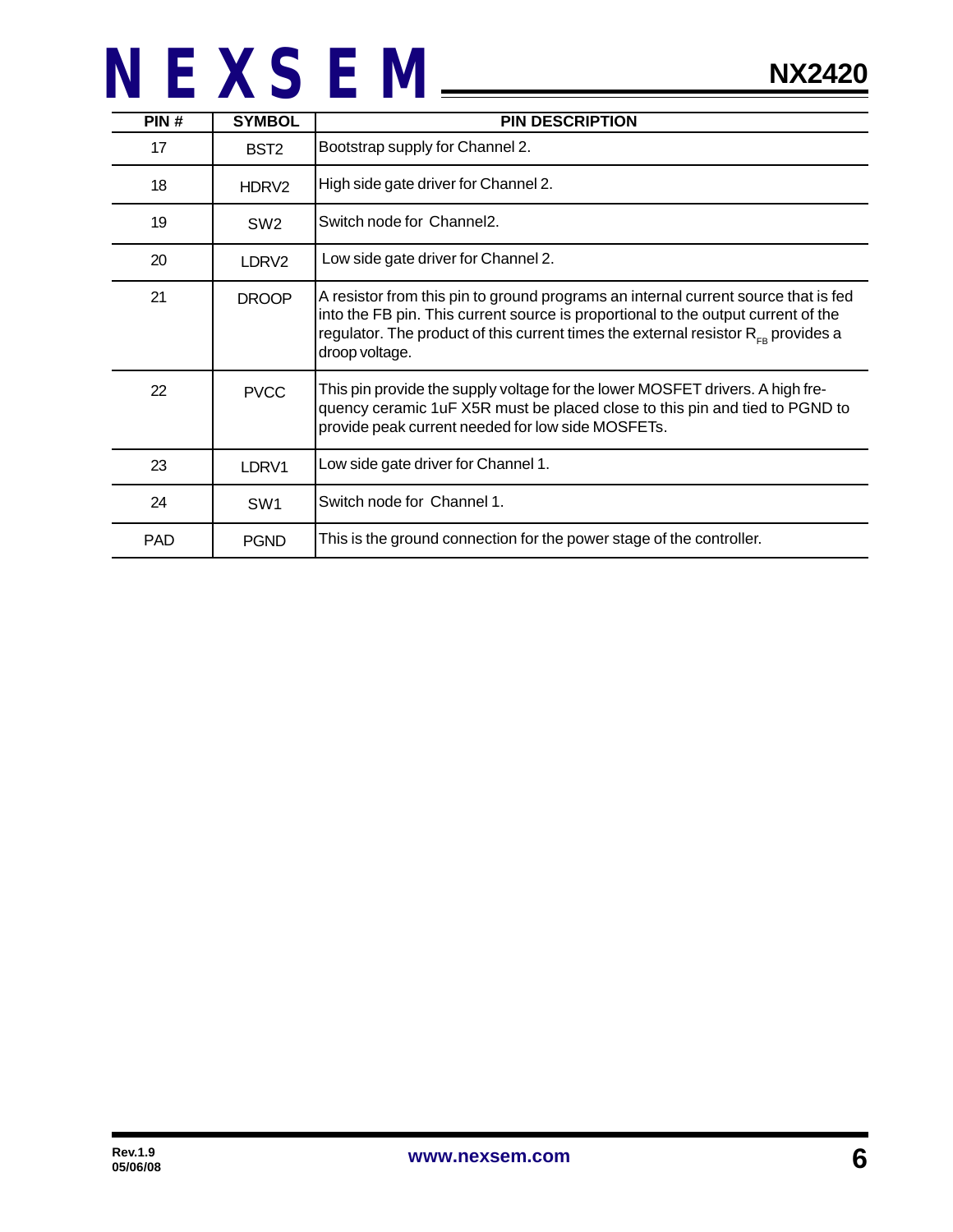| PIN # | SYMBOL | PIN DESCRIPTION |
|---|---|---|
| 17 | BST2 | Bootstrap supply for Channel 2. |
| 18 | HDRV2 | High side gate driver for Channel 2. |
| 19 | SW2 | Switch node for Channel2. |
| 20 | LDRV2 | Low side gate driver for Channel 2. |
| 21 | DROOP | A resistor from this pin to ground programs an internal current source that is fed into the FB pin. This current source is proportional to the output current of the regulator. The product of this current times the external resistor $R_{FB}$ provides a droop voltage. |
| 22 | PVCC | This pin provide the supply voltage for the lower MOSFET drivers. A high frequency ceramic 1uF X5R must be placed close to this pin and tied to PGND to provide peak current needed for low side MOSFETs. |
| 23 | LDRV1 | Low side gate driver for Channel 1. |
| 24 | SW1 | Switch node for Channel 1. |
| PAD | PGND | This is the ground connection for the power stage of the controller. |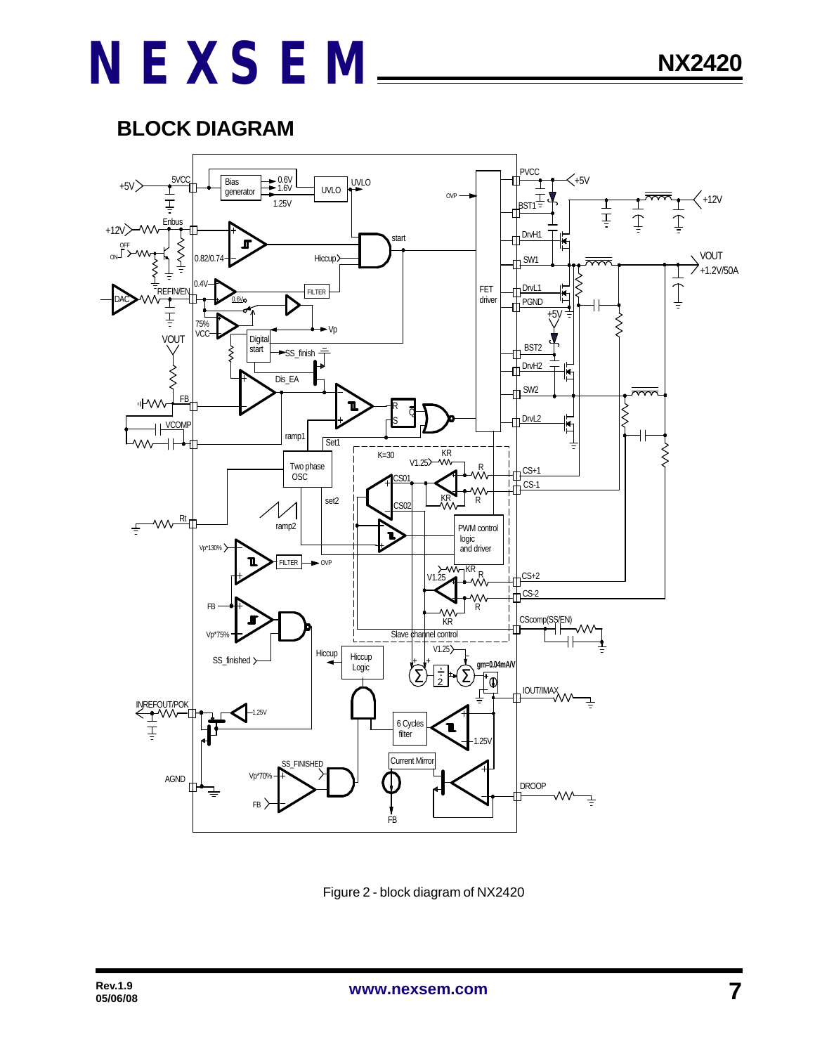## BLOCK DIAGRAM

Figure 2 - block diagram of NX2420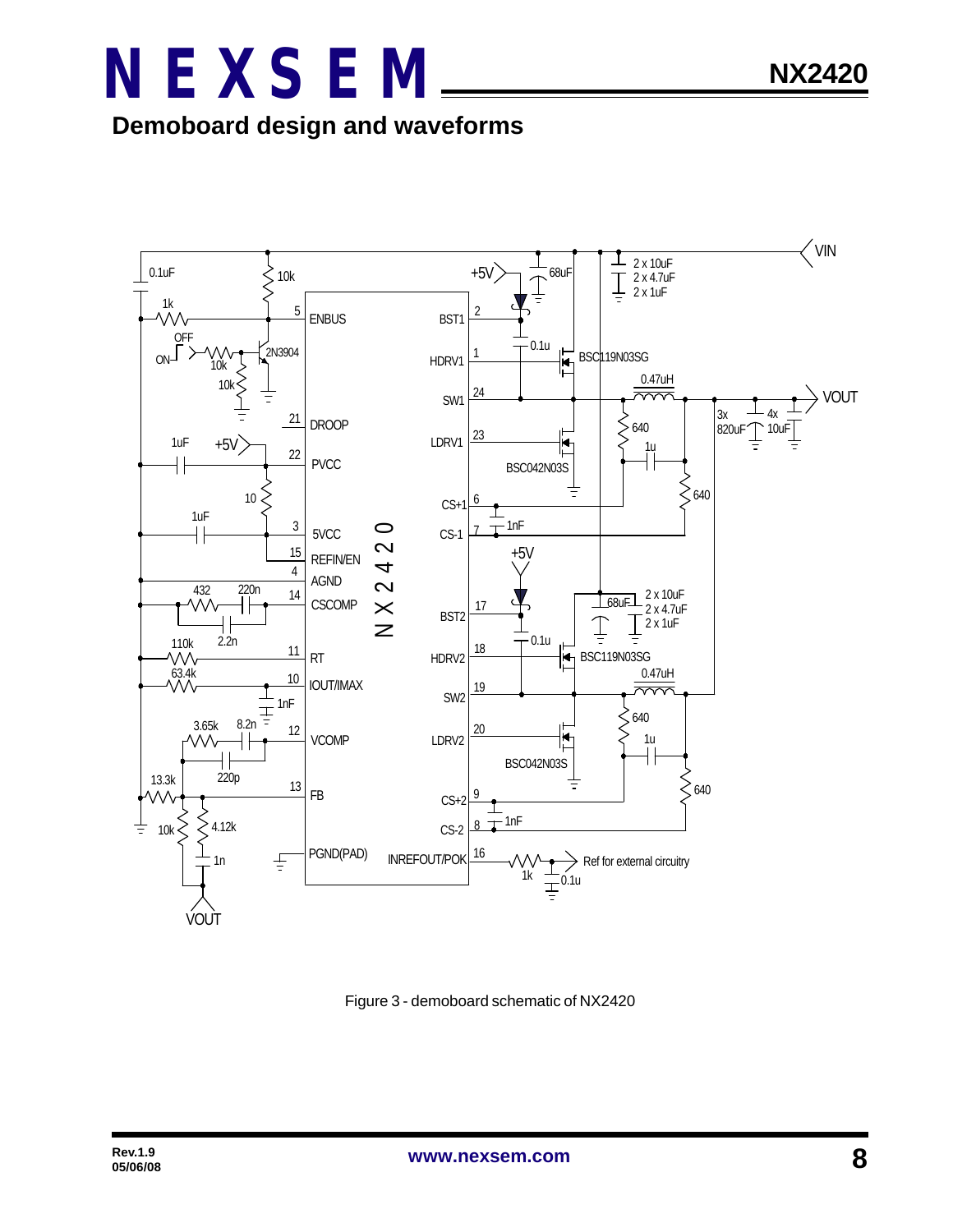## Demoboard design and waveforms

Figure 3 - demoboard schematic of NX2420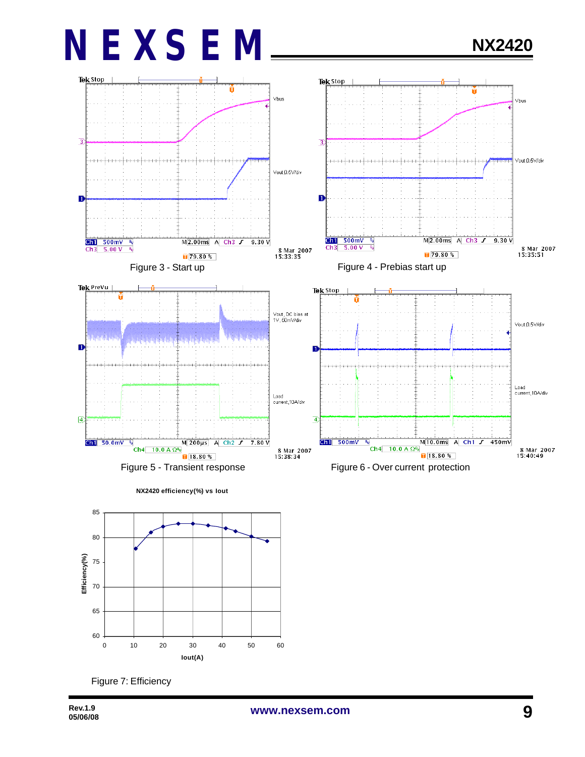Figure 3 - Start up

Figure 4 - Prebias start up

Figure 5 - Transient response

Figure 6 - Over current protection

Figure 7: Efficiency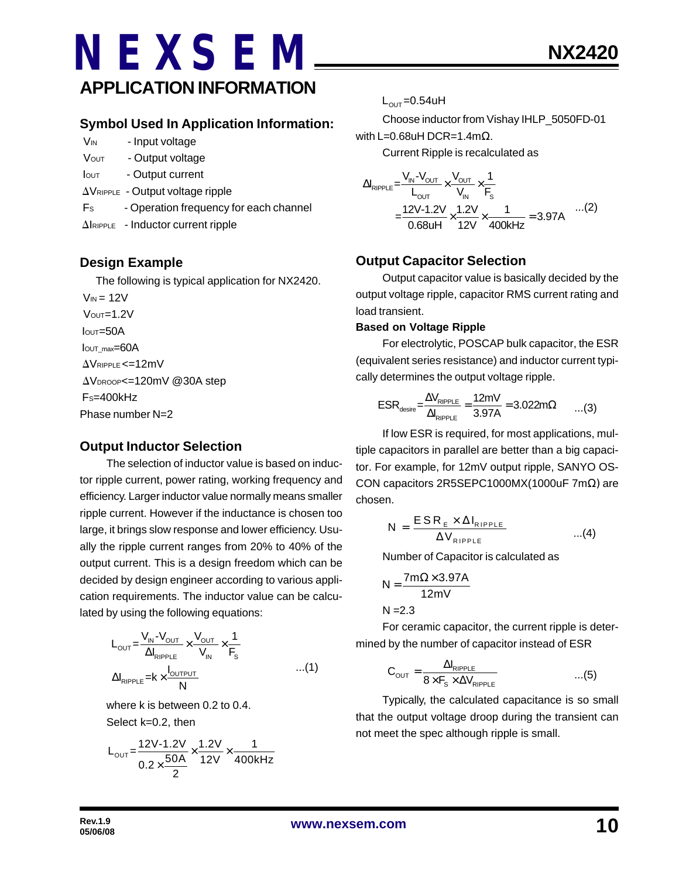## APPLICATION INFORMATION

### Symbol Used In Application Information:

$V_{IN}$ - Input voltage

$V_{OUT}$ - Output voltage

$I_{OUT}$ - Output current

$\Delta V_{RIPPLE}$ - Output voltage ripple

$F_S$ - Operation frequency for each channel

$\Delta I_{RIPPLE}$ - Inductor current ripple

### Design Example

The following is typical application for NX2420.

$V_{IN}$ = 12V

$V_{OUT}$=1.2V

$I_{OUT}$=50A

$I_{OUT\_max}$=60A

$\Delta V_{RIPPLE}$<=12mV

$\Delta V_{DROOP}$<=120mV @30A step

$F_S$=400kHz

Phase number N=2

### Output Inductor Selection

The selection of inductor value is based on inductor ripple current, power rating, working frequency and efficiency. Larger inductor value normally means smaller ripple current. However if the inductance is chosen too large, it brings slow response and lower efficiency. Usually the ripple current ranges from 20% to 40% of the output current. This is a design freedom which can be decided by design engineer according to various application requirements. The inductor value can be calculated by using the following equations:

$$L_{OUT}=\frac{V_{IN}-V_{OUT}}{\Delta I_{RIPPLE}}\times\frac{V_{OUT}}{V_{IN}}\times\frac{1}{F_S}$$

$$\Delta I_{RIPPLE}=k\times\frac{I_{OUTPUT}}{N} \qquad ...(1)$$

where k is between 0.2 to 0.4.

Select k=0.2, then

$$L_{OUT}=\frac{12V-1.2V}{0.2\times\frac{50A}{2}}\times\frac{1.2V}{12V}\times\frac{1}{400kHz}$$

$L_{OUT}$=0.54uH

Choose inductor from Vishay IHLP_5050FD-01 with L=0.68uH DCR=1.4mΩ.

Current Ripple is recalculated as

$$\Delta I_{RIPPLE}=\frac{V_{IN}-V_{OUT}}{L_{OUT}}\times\frac{V_{OUT}}{V_{IN}}\times\frac{1}{F_S}$$
$$=\frac{12V-1.2V}{0.68uH}\times\frac{1.2V}{12V}\times\frac{1}{400kHz}=3.97A \qquad ...(2)$$

### Output Capacitor Selection

Output capacitor value is basically decided by the output voltage ripple, capacitor RMS current rating and load transient.

**Based on Voltage Ripple**

For electrolytic, POSCAP bulk capacitor, the ESR (equivalent series resistance) and inductor current typically determines the output voltage ripple.

$$ESR_{desire}=\frac{\Delta V_{RIPPLE}}{\Delta I_{RIPPLE}}=\frac{12mV}{3.97A}=3.022m\Omega \qquad ...(3)$$

If low ESR is required, for most applications, multiple capacitors in parallel are better than a big capacitor. For example, for 12mV output ripple, SANYO OSCON capacitors 2R5SEPC1000MX(1000uF 7mΩ) are chosen.

$$N=\frac{ESR_E\times\Delta I_{RIPPLE}}{\Delta V_{RIPPLE}} \qquad ...(4)$$

Number of Capacitor is calculated as

$$N=\frac{7m\Omega\times3.97A}{12mV}$$

$N$ =2.3

For ceramic capacitor, the current ripple is determined by the number of capacitor instead of ESR

$$C_{OUT}=\frac{\Delta I_{RIPPLE}}{8\times F_S\times\Delta V_{RIPPLE}} \qquad ...(5)$$

Typically, the calculated capacitance is so small that the output voltage droop during the transient can not meet the spec although ripple is small.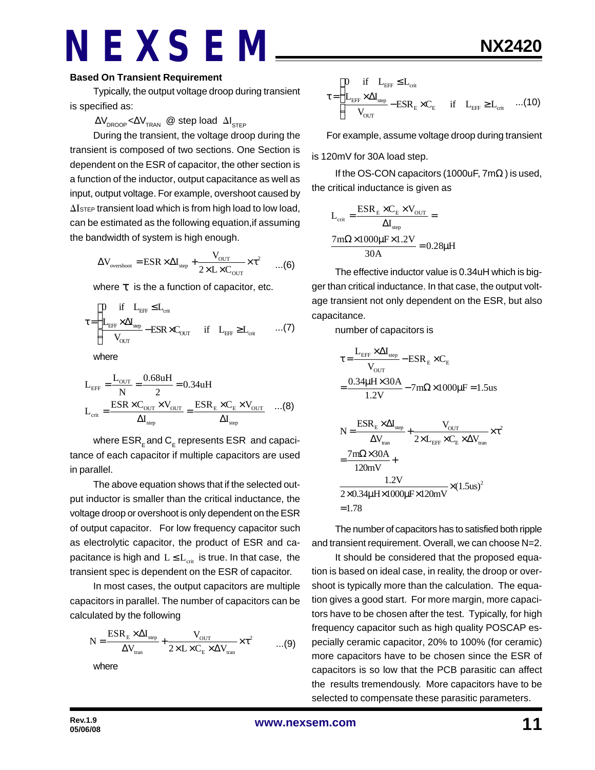**Based On Transient Requirement**

Typically, the output voltage droop during transient is specified as:

$\Delta V_{DROOP} < \Delta V_{TRAN}$ @ step load $\Delta I_{STEP}$

During the transient, the voltage droop during the transient is composed of two sections. One Section is dependent on the ESR of capacitor, the other section is a function of the inductor, output capacitance as well as input, output voltage. For example, overshoot caused by $\Delta I_{STEP}$ transient load which is from high load to low load, can be estimated as the following equation,if assuming the bandwidth of system is high enough.

$$\Delta V_{overshoot} = ESR \times \Delta I_{step} + \frac{V_{OUT}}{2 \times L \times C_{OUT}} \times \tau^2 \quad ...(6)$$

where $\tau$ is the a function of capacitor, etc.

$$\tau = \begin{cases} 0 & \text{if} \quad L_{EFF} \le L_{crit} \\ \frac{L_{EFF} \times \Delta I_{step}}{V_{OUT}} - ESR \times C_{OUT} & \text{if} \quad L_{EFF} \ge L_{crit} \end{cases} \quad ...(7)$$

where

$$L_{EFF} = \frac{L_{OUT}}{N} = \frac{0.68uH}{2} = 0.34uH$$

$$L_{crit} = \frac{ESR \times C_{OUT} \times V_{OUT}}{\Delta I_{step}} = \frac{ESR_E \times C_E \times V_{OUT}}{\Delta I_{step}} \quad ...(8)$$

where $ESR_E$ and $C_E$ represents ESR and capacitance of each capacitor if multiple capacitors are used in parallel.

The above equation shows that if the selected output inductor is smaller than the critical inductance, the voltage droop or overshoot is only dependent on the ESR of output capacitor. For low frequency capacitor such as electrolytic capacitor, the product of ESR and capacitance is high and $L \le L_{crit}$ is true. In that case, the transient spec is dependent on the ESR of capacitor.

In most cases, the output capacitors are multiple capacitors in parallel. The number of capacitors can be calculated by the following

$$N = \frac{ESR_E \times \Delta I_{step}}{\Delta V_{tran}} + \frac{V_{OUT}}{2 \times L \times C_E \times \Delta V_{tran}} \times \tau^2 \quad ...(9)$$

where

$$\tau = \begin{cases} 0 & \text{if} \quad L_{EFF} \le L_{crit} \\ \frac{L_{EFF} \times \Delta I_{step}}{V_{OUT}} - ESR_E \times C_E & \text{if} \quad L_{EFF} \ge L_{crit} \end{cases} \quad ...(10)$$

For example, assume voltage droop during transient is 120mV for 30A load step.

If the OS-CON capacitors (1000uF, 7mΩ) is used, the critical inductance is given as

$$L_{crit} = \frac{ESR_E \times C_E \times V_{OUT}}{\Delta I_{step}} = \frac{7m\Omega \times 1000\mu F \times 1.2V}{30A} = 0.28\mu H$$

The effective inductor value is 0.34uH which is bigger than critical inductance. In that case, the output voltage transient not only dependent on the ESR, but also capacitance.

number of capacitors is

$$\tau = \frac{L_{EFF} \times \Delta I_{step}}{V_{OUT}} - ESR_E \times C_E$$
$$= \frac{0.34\mu H \times 30A}{1.2V} - 7m\Omega \times 1000\mu F = 1.5us$$

$$N = \frac{ESR_E \times \Delta I_{step}}{\Delta V_{tran}} + \frac{V_{OUT}}{2 \times L_{EFF} \times C_E \times \Delta V_{tran}} \times \tau^2$$
$$= \frac{7m\Omega \times 30A}{120mV} + \frac{1.2V}{2 \times 0.34\mu H \times 1000\mu F \times 120mV} \times (1.5us)^2$$
$$= 1.78$$

The number of capacitors has to satisfied both ripple and transient requirement. Overall, we can choose N=2.

It should be considered that the proposed equation is based on ideal case, in reality, the droop or overshoot is typically more than the calculation. The equation gives a good start. For more margin, more capacitors have to be chosen after the test. Typically, for high frequency capacitor such as high quality POSCAP especially ceramic capacitor, 20% to 100% (for ceramic) more capacitors have to be chosen since the ESR of capacitors is so low that the PCB parasitic can affect the results tremendously. More capacitors have to be selected to compensate these parasitic parameters.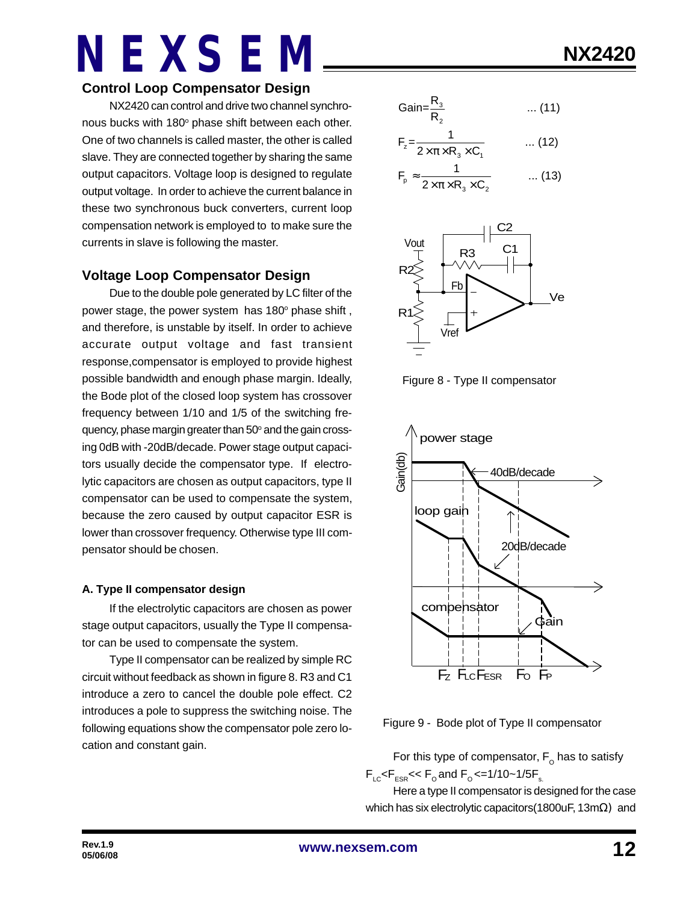## Control Loop Compensator Design

NX2420 can control and drive two channel synchronous bucks with 180° phase shift between each other. One of two channels is called master, the other is called slave. They are connected together by sharing the same output capacitors. Voltage loop is designed to regulate output voltage. In order to achieve the current balance in these two synchronous buck converters, current loop compensation network is employed to to make sure the currents in slave is following the master.

## Voltage Loop Compensator Design

Due to the double pole generated by LC filter of the power stage, the power system has 180° phase shift , and therefore, is unstable by itself. In order to achieve accurate output voltage and fast transient response,compensator is employed to provide highest possible bandwidth and enough phase margin. Ideally, the Bode plot of the closed loop system has crossover frequency between 1/10 and 1/5 of the switching frequency, phase margin greater than 50° and the gain crossing 0dB with -20dB/decade. Power stage output capacitors usually decide the compensator type. If electrolytic capacitors are chosen as output capacitors, type II compensator can be used to compensate the system, because the zero caused by output capacitor ESR is lower than crossover frequency. Otherwise type III compensator should be chosen.

### A. Type II compensator design

If the electrolytic capacitors are chosen as power stage output capacitors, usually the Type II compensator can be used to compensate the system.

Type II compensator can be realized by simple RC circuit without feedback as shown in figure 8. R3 and C1 introduce a zero to cancel the double pole effect. C2 introduces a pole to suppress the switching noise. The following equations show the compensator pole zero location and constant gain.

$$\text{Gain} = \frac{R_3}{R_2} \quad \text{... (11)}$$

$$F_z = \frac{1}{2 \times \pi \times R_3 \times C_1} \quad \text{... (12)}$$

$$F_p \approx \frac{1}{2 \times \pi \times R_3 \times C_2} \quad \text{... (13)}$$

Figure 8 - Type II compensator

Figure 9 - Bode plot of Type II compensator

For this type of compensator, $F_O$ has to satisfy $F_{LC} < F_{ESR} << F_O$ and $F_O <= 1/10 \sim 1/5F_s$.

Here a type II compensator is designed for the case which has six electrolytic capacitors(1800uF, 13mΩ) and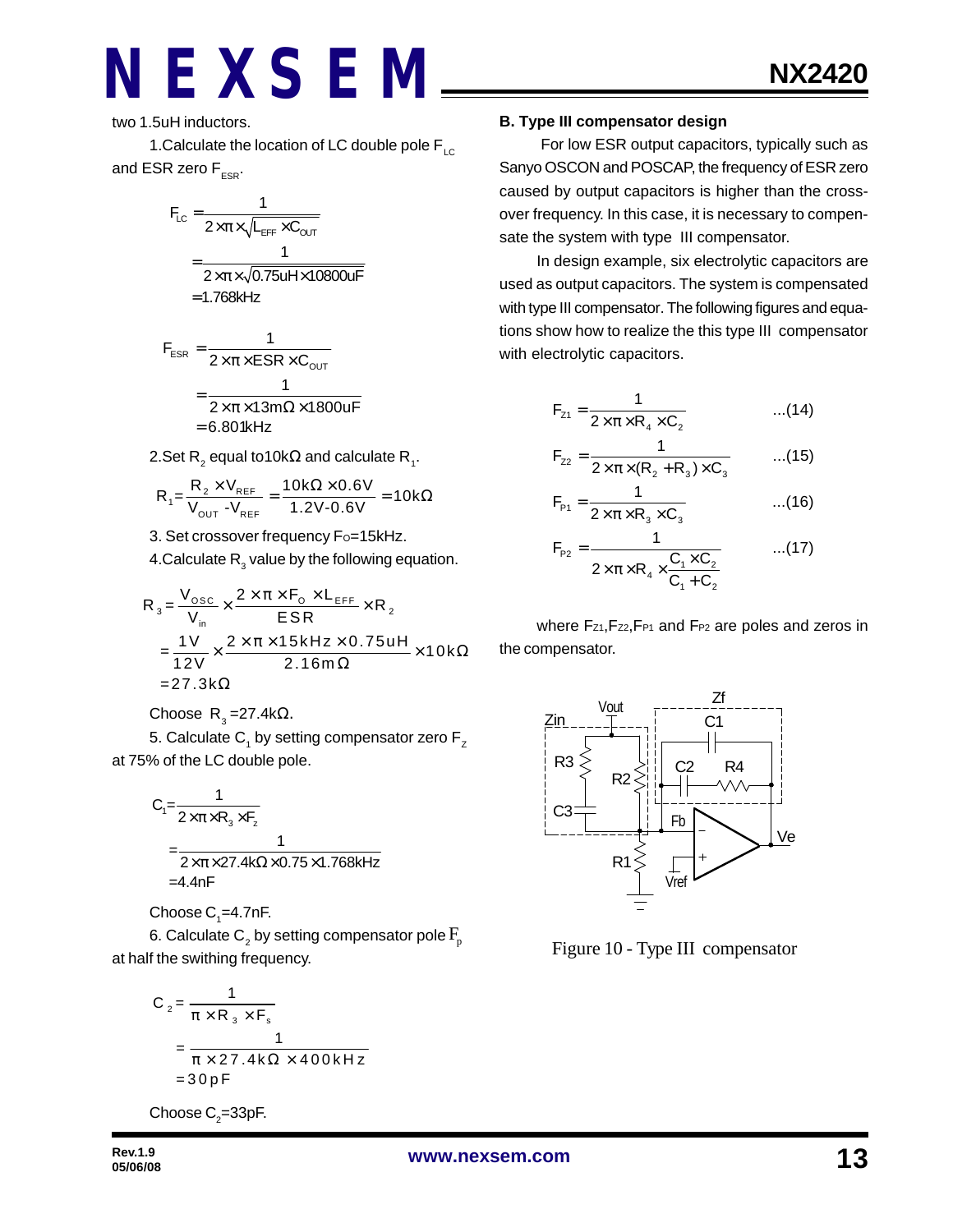two 1.5uH inductors.

1.Calculate the location of LC double pole $F_{LC}$ and ESR zero $F_{ESR}$.

$$F_{LC} = \frac{1}{2 \times \pi \times \sqrt{L_{EFF} \times C_{OUT}}}$$
$$= \frac{1}{2 \times \pi \times \sqrt{0.75uH \times 10800uF}}$$
$$= 1.768kHz$$

$$F_{ESR} = \frac{1}{2 \times \pi \times ESR \times C_{OUT}}$$
$$= \frac{1}{2 \times \pi \times 13m\Omega \times 1800uF}$$
$$= 6.801kHz$$

2.Set $R_2$ equal to10kΩ and calculate $R_1$.

$$R_1 = \frac{R_2 \times V_{REF}}{V_{OUT} - V_{REF}} = \frac{10k\Omega \times 0.6V}{1.2V - 0.6V} = 10k\Omega$$

3. Set crossover frequency $F_O$=15kHz.

4.Calculate $R_3$ value by the following equation.

$$R_3 = \frac{V_{OSC}}{V_{in}} \times \frac{2 \times \pi \times F_O \times L_{EFF}}{ESR} \times R_2$$
$$= \frac{1V}{12V} \times \frac{2 \times \pi \times 15kHz \times 0.75uH}{2.16m\Omega} \times 10k\Omega$$
$$= 27.3k\Omega$$

Choose $R_3$ =27.4kΩ.

5. Calculate $C_1$ by setting compensator zero $F_Z$ at 75% of the LC double pole.

$$C_1 = \frac{1}{2 \times \pi \times R_3 \times F_z}$$
$$= \frac{1}{2 \times \pi \times 27.4k\Omega \times 0.75 \times 1.768kHz}$$
$$= 4.4nF$$

Choose $C_1$=4.7nF.

6. Calculate $C_2$ by setting compensator pole $F_p$ at half the swithing frequency.

$$C_2 = \frac{1}{\pi \times R_3 \times F_s}$$
$$= \frac{1}{\pi \times 27.4k\Omega \times 400kHz}$$
$$= 30pF$$

Choose $C_2$=33pF.

**B. Type III compensator design**

For low ESR output capacitors, typically such as Sanyo OSCON and POSCAP, the frequency of ESR zero caused by output capacitors is higher than the cross-over frequency. In this case, it is necessary to compensate the system with type III compensator.

In design example, six electrolytic capacitors are used as output capacitors. The system is compensated with type III compensator. The following figures and equations show how to realize the this type III compensator with electrolytic capacitors.

$$F_{Z1} = \frac{1}{2 \times \pi \times R_4 \times C_2} \quad ...(14)$$

$$F_{Z2} = \frac{1}{2 \times \pi \times (R_2 + R_3) \times C_3} \quad ...(15)$$

$$F_{P1} = \frac{1}{2 \times \pi \times R_3 \times C_3} \quad ...(16)$$

$$F_{P2} = \frac{1}{2 \times \pi \times R_4 \times \frac{C_1 \times C_2}{C_1 + C_2}} \quad ...(17)$$

where $F_{Z1}$,$F_{Z2}$,$F_{P1}$ and $F_{P2}$ are poles and zeros in the compensator.

Figure 10 - Type III compensator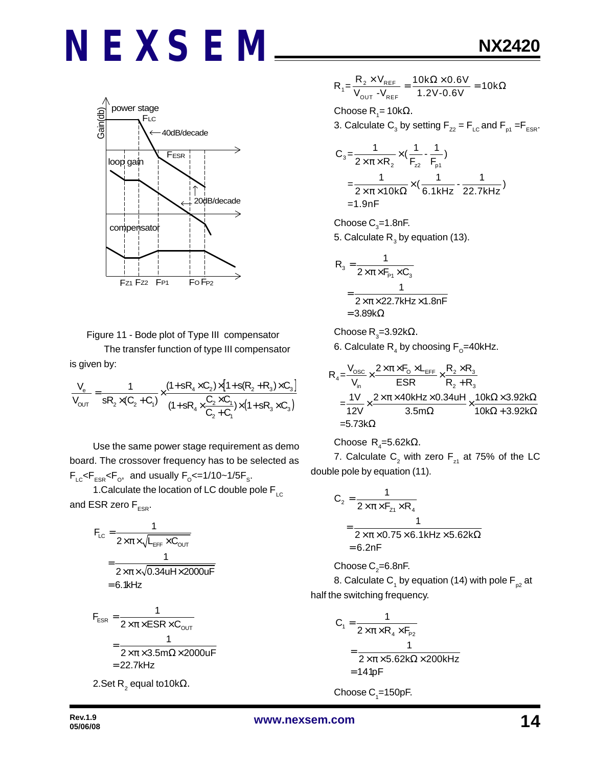Figure 11 - Bode plot of Type III compensator

The transfer function of type III compensator is given by:

$$\frac{V_e}{V_{OUT}} = \frac{1}{sR_2 \times (C_2 + C_1)} \times \frac{(1+sR_4 \times C_2) \times [1+s(R_2+R_3) \times C_3]}{(1+sR_4 \times \frac{C_2 \times C_1}{C_2+C_1}) \times (1+sR_3 \times C_3)}$$

Use the same power stage requirement as demo board. The crossover frequency has to be selected as $F_{LC}<F_{ESR}<F_O$, and usually $F_O<=1/10\sim1/5F_S$.

1.Calculate the location of LC double pole $F_{LC}$ and ESR zero $F_{ESR}$.

$$F_{LC} = \frac{1}{2\times\pi\times\sqrt{L_{EFF}\times C_{OUT}}} = \frac{1}{2\times\pi\times\sqrt{0.34uH\times2000uF}} = 6.1kHz$$

$$F_{ESR} = \frac{1}{2\times\pi\times ESR\times C_{OUT}} = \frac{1}{2\times\pi\times3.5m\Omega\times2000uF} = 22.7kHz$$

2.Set $R_2$ equal to10kΩ.

$$R_1 = \frac{R_2 \times V_{REF}}{V_{OUT}-V_{REF}} = \frac{10k\Omega\times0.6V}{1.2V-0.6V} = 10k\Omega$$

Choose $R_1$= 10kΩ.

3. Calculate $C_3$ by setting $F_{z2} = F_{LC}$ and $F_{p1} = F_{ESR}$.

$$C_3 = \frac{1}{2\times\pi\times R_2}\times(\frac{1}{F_{z2}}-\frac{1}{F_{p1}}) = \frac{1}{2\times\pi\times10k\Omega}\times(\frac{1}{6.1kHz}-\frac{1}{22.7kHz}) = 1.9nF$$

Choose $C_3$=1.8nF.

5. Calculate $R_3$ by equation (13).

$$R_3 = \frac{1}{2\times\pi\times F_{P1}\times C_3} = \frac{1}{2\times\pi\times22.7kHz\times1.8nF} = 3.89k\Omega$$

Choose $R_3$=3.92kΩ.

6. Calculate $R_4$ by choosing $F_O$=40kHz.

$$R_4 = \frac{V_{OSC}}{V_{in}}\times\frac{2\times\pi\times F_O\times L_{EFF}}{ESR}\times\frac{R_2\times R_3}{R_2+R_3} = \frac{1V}{12V}\times\frac{2\times\pi\times40kHz\times0.34uH}{3.5m\Omega}\times\frac{10k\Omega\times3.92k\Omega}{10k\Omega+3.92k\Omega} = 5.73k\Omega$$

Choose $R_4$=5.62kΩ.

7. Calculate $C_2$ with zero $F_{z1}$ at 75% of the LC double pole by equation (11).

$$C_2 = \frac{1}{2\times\pi\times F_{z1}\times R_4} = \frac{1}{2\times\pi\times0.75\times6.1kHz\times5.62k\Omega} = 6.2nF$$

Choose $C_2$=6.8nF.

8. Calculate $C_1$ by equation (14) with pole $F_{p2}$ at half the switching frequency.

$$C_1 = \frac{1}{2\times\pi\times R_4\times F_{P2}} = \frac{1}{2\times\pi\times5.62k\Omega\times200kHz} = 141pF$$

Choose $C_1$=150pF.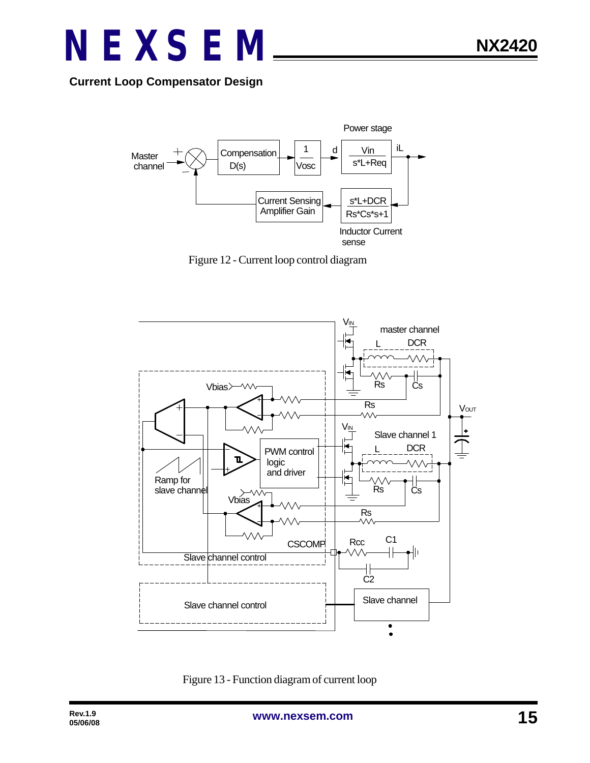### Current Loop Compensator Design

Figure 12 - Current loop control diagram

Figure 13 - Function diagram of current loop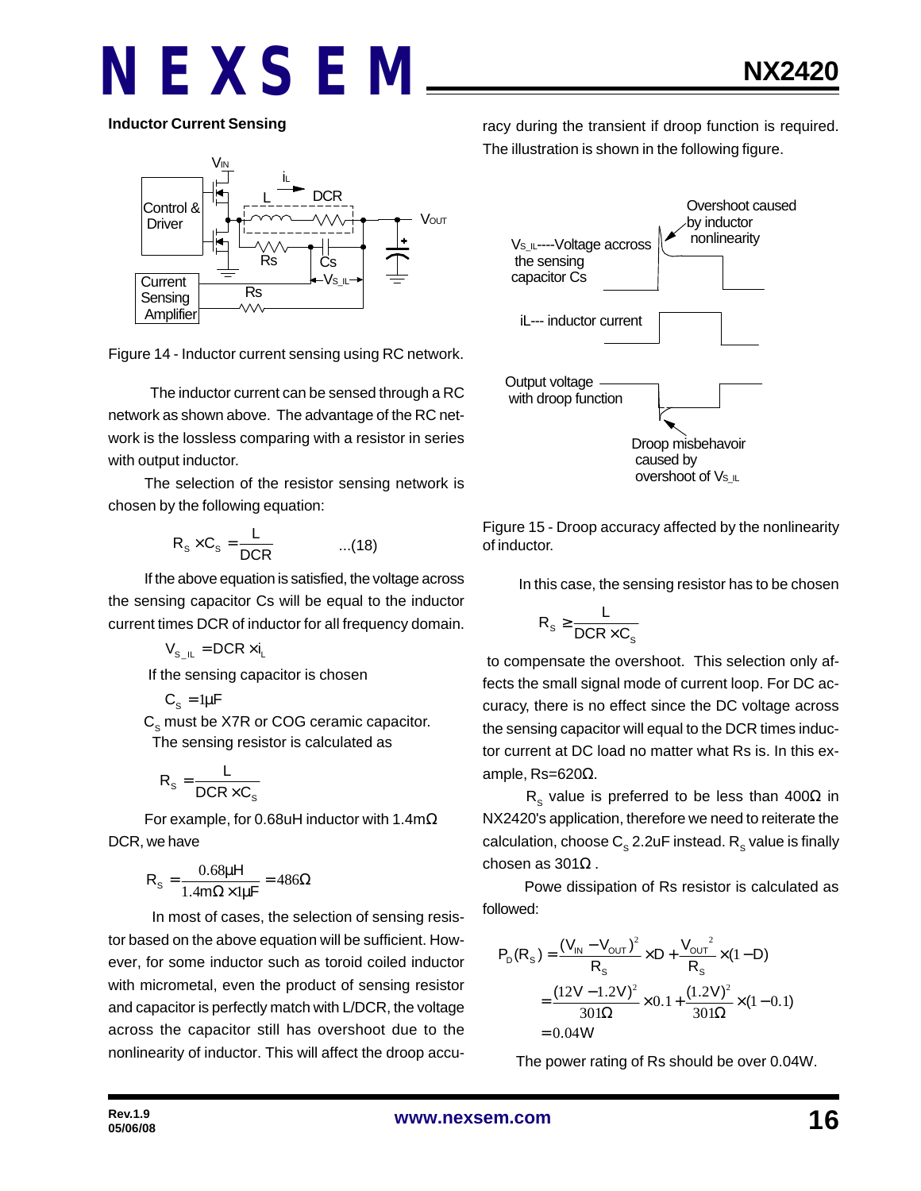### Inductor Current Sensing

Figure 14 - Inductor current sensing using RC network.

The inductor current can be sensed through a RC network as shown above. The advantage of the RC network is the lossless comparing with a resistor in series with output inductor.

The selection of the resistor sensing network is chosen by the following equation:

$$R_S \times C_S = \frac{L}{DCR} \qquad ...(18)$$

If the above equation is satisfied, the voltage across the sensing capacitor Cs will be equal to the inductor current times DCR of inductor for all frequency domain.

$$V_{S\_IL} = DCR \times i_L$$

If the sensing capacitor is chosen

$$C_S = 1\mu F$$

$C_S$ must be X7R or COG ceramic capacitor.

The sensing resistor is calculated as

$$R_S = \frac{L}{DCR \times C_S}$$

For example, for 0.68uH inductor with 1.4mΩ DCR, we have

$$R_S = \frac{0.68\mu H}{1.4m\Omega \times 1\mu F} = 486\Omega$$

In most of cases, the selection of sensing resistor based on the above equation will be sufficient. However, for some inductor such as toroid coiled inductor with micrometal, even the product of sensing resistor and capacitor is perfectly match with L/DCR, the voltage across the capacitor still has overshoot due to the nonlinearity of inductor. This will affect the droop accuracy during the transient if droop function is required. The illustration is shown in the following figure.

Figure 15 - Droop accuracy affected by the nonlinearity of inductor.

In this case, the sensing resistor has to be chosen

$$R_S \geq \frac{L}{DCR \times C_S}$$

to compensate the overshoot. This selection only affects the small signal mode of current loop. For DC accuracy, there is no effect since the DC voltage across the sensing capacitor will equal to the DCR times inductor current at DC load no matter what Rs is. In this example, Rs=620Ω.

$R_S$ value is preferred to be less than 400Ω in NX2420's application, therefore we need to reiterate the calculation, choose $C_S$ 2.2uF instead. $R_S$ value is finally chosen as 301Ω .

Powe dissipation of Rs resistor is calculated as followed:

$$P_D(R_S) = \frac{(V_{IN} - V_{OUT})^2}{R_S} \times D + \frac{V_{OUT}^{\ 2}}{R_S} \times (1 - D)$$

$$= \frac{(12V - 1.2V)^2}{301\Omega} \times 0.1 + \frac{(1.2V)^2}{301\Omega} \times (1 - 0.1)$$

$$= 0.04W$$

The power rating of Rs should be over 0.04W.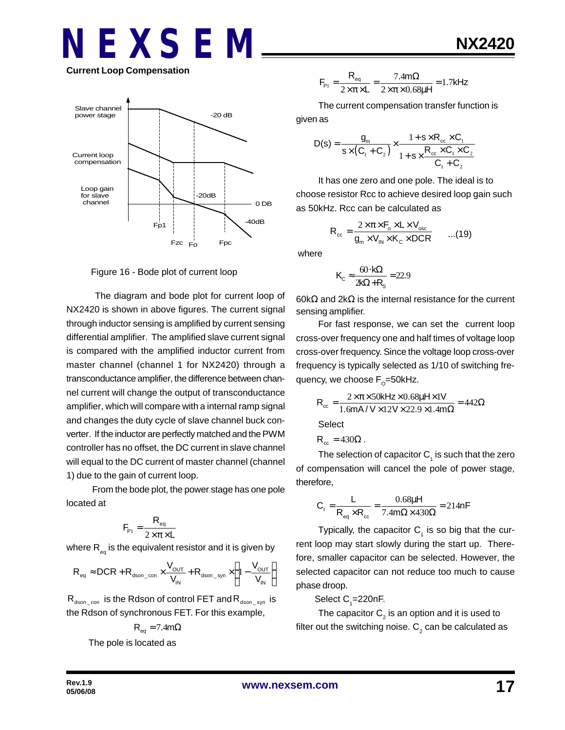**Current Loop Compensation**

Figure 16 - Bode plot of current loop

The diagram and bode plot for current loop of NX2420 is shown in above figures. The current signal through inductor sensing is amplified by current sensing differential amplifier. The amplified slave current signal is compared with the amplified inductor current from master channel (channel 1 for NX2420) through a transconductance amplifier, the difference between channel current will change the output of transconductance amplifier, which will compare with a internal ramp signal and changes the duty cycle of slave channel buck converter. If the inductor are perfectly matched and the PWM controller has no offset, the DC current in slave channel will equal to the DC current of master channel (channel 1) due to the gain of current loop.

From the bode plot, the power stage has one pole located at

$$F_{P1} = \frac{R_{eq}}{2 \times \pi \times L}$$

where $R_{eq}$ is the equivalent resistor and it is given by

$$R_{eq} \approx DCR + R_{dson\_con} \times \frac{V_{OUT}}{V_{IN}} + R_{dson\_syn} \times \left(1 - \frac{V_{OUT}}{V_{IN}}\right)$$

$R_{dson\_con}$ is the Rdson of control FET and $R_{dson\_syn}$ is the Rdson of synchronous FET. For this example,

$$R_{eq} = 7.4m\Omega$$

The pole is located as

$$F_{P1} = \frac{R_{eq}}{2 \times \pi \times L} = \frac{7.4m\Omega}{2 \times \pi \times 0.68\mu H} = 1.7kHz$$

The current compensation transfer function is given as

$$D(s) = \frac{g_m}{s \times (C_1 + C_2)} \times \frac{1 + s \times R_{cc} \times C_1}{1 + s \times \frac{R_{cc} \times C_1 \times C_2}{C_1 + C_2}}$$

It has one zero and one pole. The ideal is to choose resistor Rcc to achieve desired loop gain such as 50kHz. Rcc can be calculated as

$$R_{cc} = \frac{2 \times \pi \times F_o \times L \times V_{osc}}{g_m \times V_{IN} \times K_C \times DCR} \quad ...(19)$$

where

$$K_C \approx \frac{60 \cdot k\Omega}{2k\Omega + R_S} = 22.9$$

60kΩ and 2kΩ is the internal resistance for the current sensing amplifier.

For fast response, we can set the current loop cross-over frequency one and half times of voltage loop cross-over frequency. Since the voltage loop cross-over frequency is typically selected as 1/10 of switching frequency, we choose $F_O$=50kHz.

$$R_{cc} = \frac{2 \times \pi \times 50kHz \times 0.68\mu H \times 1V}{1.6mA/V \times 12V \times 22.9 \times 1.4m\Omega} = 442\Omega$$

Select

$$R_{cc} = 430\Omega.$$

The selection of capacitor $C_1$ is such that the zero of compensation will cancel the pole of power stage, therefore,

$$C_1 = \frac{L}{R_{eq} \times R_{cc}} = \frac{0.68\mu H}{7.4m\Omega \times 430\Omega} = 214nF$$

Typically, the capacitor $C_1$ is so big that the current loop may start slowly during the start up. Therefore, smaller capacitor can be selected. However, the selected capacitor can not reduce too much to cause phase droop.

Select $C_1$=220nF.

The capacitor $C_2$ is an option and it is used to filter out the switching noise. $C_2$ can be calculated as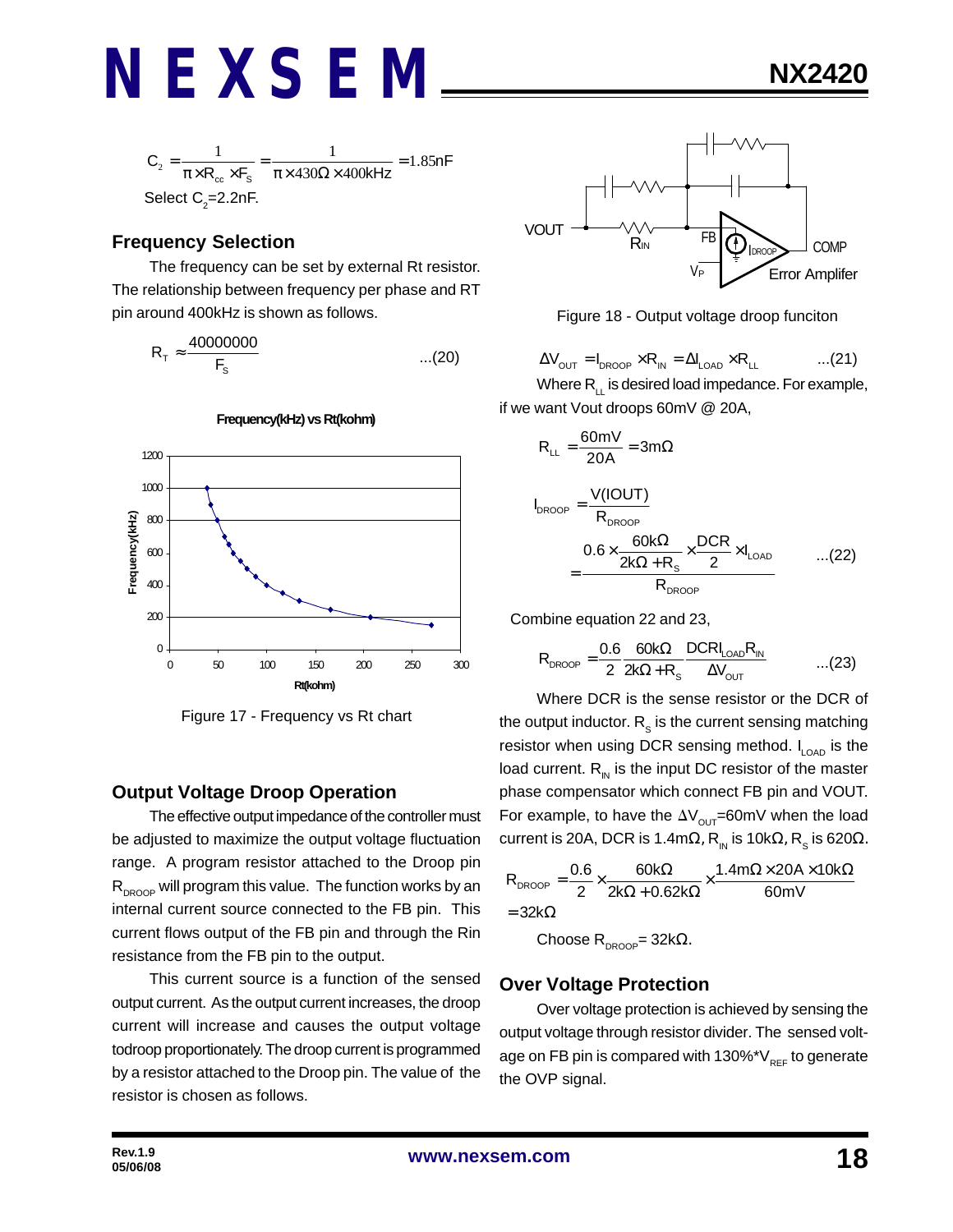$$C_2 = \frac{1}{\pi \times R_{cc} \times F_S} = \frac{1}{\pi \times 430\Omega \times 400kHz} = 1.85nF$$

Select $C_2$=2.2nF.

## Frequency Selection

The frequency can be set by external Rt resistor. The relationship between frequency per phase and RT pin around 400kHz is shown as follows.

$$R_T \approx \frac{40000000}{F_S} \quad ...(20)$$

Figure 17 - Frequency vs Rt chart

## Output Voltage Droop Operation

The effective output impedance of the controller must be adjusted to maximize the output voltage fluctuation range. A program resistor attached to the Droop pin $R_{DROOP}$ will program this value. The function works by an internal current source connected to the FB pin. This current flows output of the FB pin and through the Rin resistance from the FB pin to the output.

This current source is a function of the sensed output current. As the output current increases, the droop current will increase and causes the output voltage todroop proportionately. The droop current is programmed by a resistor attached to the Droop pin. The value of the resistor is chosen as follows.

Figure 18 - Output voltage droop funciton

$$\Delta V_{OUT} = I_{DROOP} \times R_{IN} = \Delta I_{LOAD} \times R_{LL} \quad ...(21)$$

Where $R_{LL}$ is desired load impedance. For example, if we want Vout droops 60mV @ 20A,

$$R_{LL} = \frac{60mV}{20A} = 3m\Omega$$

$$I_{DROOP} = \frac{V(IOUT)}{R_{DROOP}} = \frac{0.6 \times \frac{60k\Omega}{2k\Omega + R_S} \times \frac{DCR}{2} \times I_{LOAD}}{R_{DROOP}} \quad ...(22)$$

Combine equation 22 and 23,

$$R_{DROOP} = \frac{0.6}{2} \frac{60k\Omega}{2k\Omega + R_S} \frac{DCR I_{LOAD} R_{IN}}{\Delta V_{OUT}} \quad ...(23)$$

Where DCR is the sense resistor or the DCR of the output inductor. $R_S$ is the current sensing matching resistor when using DCR sensing method. $I_{LOAD}$ is the load current. $R_{IN}$ is the input DC resistor of the master phase compensator which connect FB pin and VOUT. For example, to have the $\Delta V_{OUT}$=60mV when the load current is 20A, DCR is 1.4m$\Omega$, $R_{IN}$ is 10k$\Omega$, $R_S$ is 620$\Omega$.

$$R_{DROOP} = \frac{0.6}{2} \times \frac{60k\Omega}{2k\Omega + 0.62k\Omega} \times \frac{1.4m\Omega \times 20A \times 10k\Omega}{60mV}$$
$$= 32k\Omega$$

Choose $R_{DROOP}$= 32k$\Omega$.

## Over Voltage Protection

Over voltage protection is achieved by sensing the output voltage through resistor divider. The sensed voltage on FB pin is compared with 130%*$V_{REF}$ to generate the OVP signal.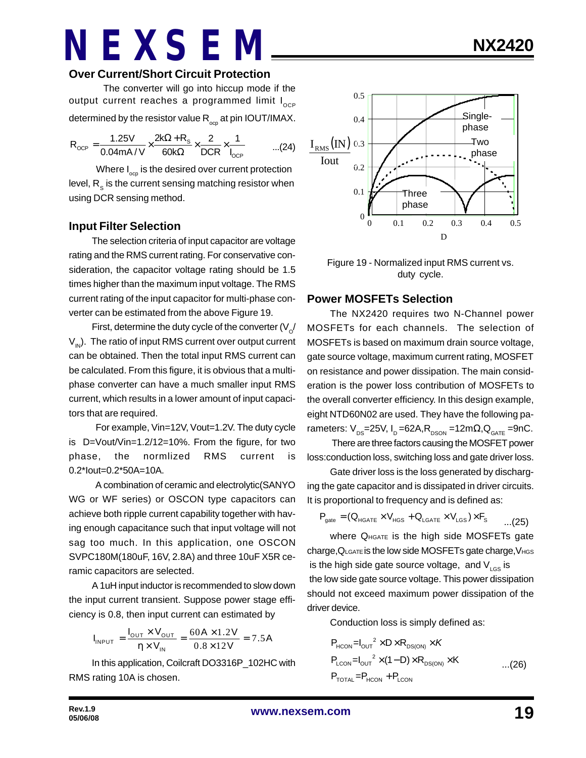## Over Current/Short Circuit Protection

The converter will go into hiccup mode if the output current reaches a programmed limit $I_{OCP}$ determined by the resistor value $R_{ocp}$ at pin IOUT/IMAX.

$$R_{OCP} = \frac{1.25V}{0.04mA/V} \times \frac{2k\Omega + R_S}{60k\Omega} \times \frac{2}{DCR} \times \frac{1}{I_{OCP}} \quad ...(24)$$

Where $I_{ocp}$ is the desired over current protection level, $R_S$ is the current sensing matching resistor when using DCR sensing method.

## Input Filter Selection

The selection criteria of input capacitor are voltage rating and the RMS current rating. For conservative consideration, the capacitor voltage rating should be 1.5 times higher than the maximum input voltage. The RMS current rating of the input capacitor for multi-phase converter can be estimated from the above Figure 19.

First, determine the duty cycle of the converter ($V_O$/ $V_{IN}$). The ratio of input RMS current over output current can be obtained. Then the total input RMS current can be calculated. From this figure, it is obvious that a multi-phase converter can have a much smaller input RMS current, which results in a lower amount of input capacitors that are required.

For example, Vin=12V, Vout=1.2V. The duty cycle is D=Vout/Vin=1.2/12=10%. From the figure, for two phase, the normlized RMS current is 0.2*Iout=0.2*50A=10A.

A combination of ceramic and electrolytic(SANYO WG or WF series) or OSCON type capacitors can achieve both ripple current capability together with having enough capacitance such that input voltage will not sag too much. In this application, one OSCON SVPC180M(180uF, 16V, 2.8A) and three 10uF X5R ceramic capacitors are selected.

A 1uH input inductor is recommended to slow down the input current transient. Suppose power stage efficiency is 0.8, then input current can estimated by

$$I_{INPUT} = \frac{I_{OUT} \times V_{OUT}}{\eta \times V_{IN}} = \frac{60A \times 1.2V}{0.8 \times 12V} = 7.5A$$

In this application, Coilcraft DO3316P_102HC with RMS rating 10A is chosen.

Figure 19 - Normalized input RMS current vs. duty cycle.

## Power MOSFETs Selection

The NX2420 requires two N-Channel power MOSFETs for each channels. The selection of MOSFETs is based on maximum drain source voltage, gate source voltage, maximum current rating, MOSFET on resistance and power dissipation. The main consideration is the power loss contribution of MOSFETs to the overall converter efficiency. In this design example, eight NTD60N02 are used. They have the following parameters: $V_{DS}$=25V, $I_D$=62A,$R_{DSON}$ =12mΩ,$Q_{GATE}$ =9nC.

There are three factors causing the MOSFET power loss:conduction loss, switching loss and gate driver loss.

Gate driver loss is the loss generated by discharging the gate capacitor and is dissipated in driver circuits. It is proportional to frequency and is defined as:

$$P_{gate} = (Q_{HGATE} \times V_{HGS} + Q_{LGATE} \times V_{LGS}) \times F_S \quad ...(25)$$

where $Q_{HGATE}$ is the high side MOSFETs gate charge,$Q_{LGATE}$ is the low side MOSFETs gate charge,$V_{HGS}$ is the high side gate source voltage, and $V_{LGS}$ is the low side gate source voltage. This power dissipation should not exceed maximum power dissipation of the driver device.

Conduction loss is simply defined as:

$$P_{HCON} = I_{OUT}^2 \times D \times R_{DS(ON)} \times K$$
$$P_{LCON} = I_{OUT}^2 \times (1-D) \times R_{DS(ON)} \times K \quad ...(26)$$
$$P_{TOTAL} = P_{HCON} + P_{LCON}$$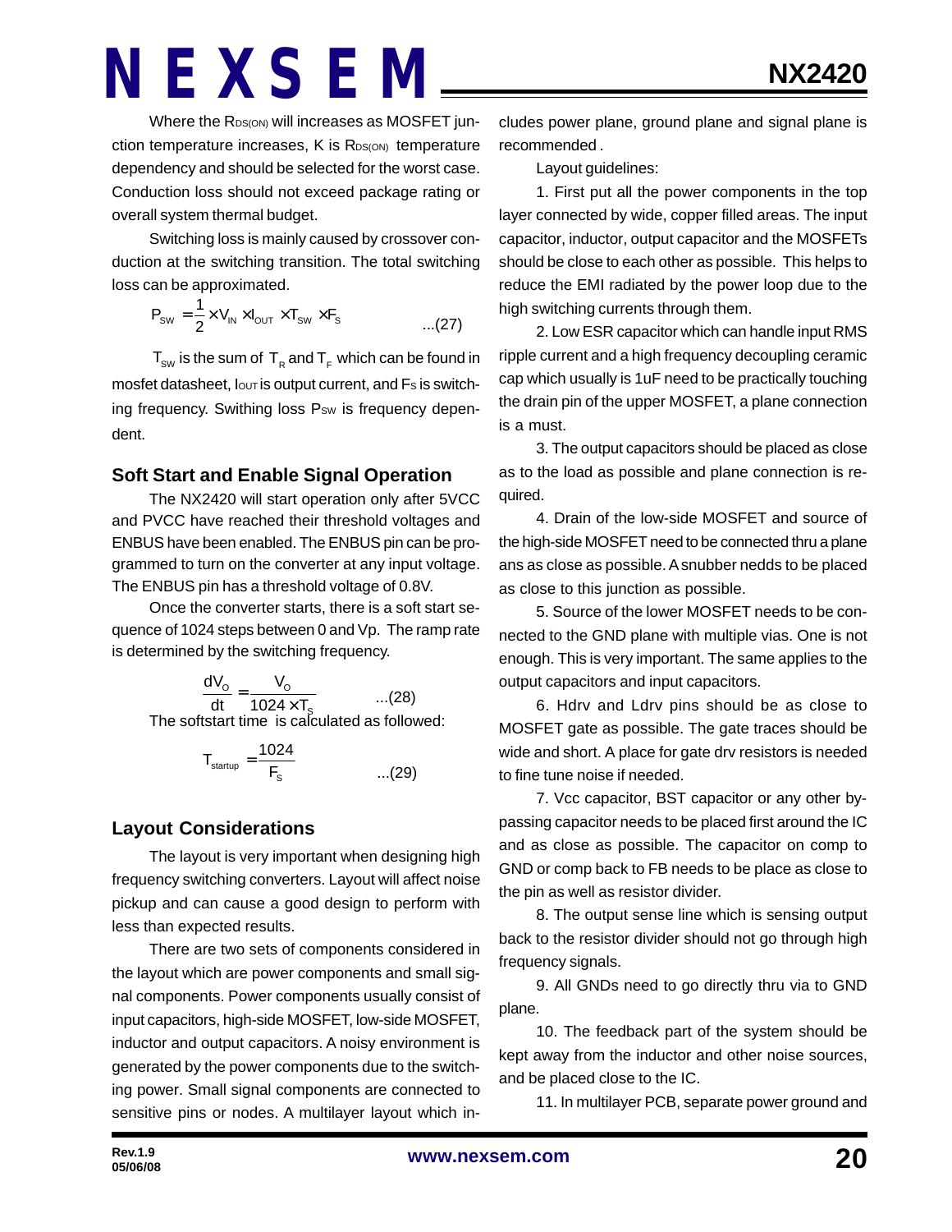Where the $R_{DS(ON)}$ will increases as MOSFET junction temperature increases, K is $R_{DS(ON)}$ temperature dependency and should be selected for the worst case. Conduction loss should not exceed package rating or overall system thermal budget.

Switching loss is mainly caused by crossover conduction at the switching transition. The total switching loss can be approximated.

$$P_{SW} = \frac{1}{2} \times V_{IN} \times I_{OUT} \times T_{SW} \times F_S \quad ...(27)$$

$T_{SW}$ is the sum of $T_R$ and $T_F$ which can be found in mosfet datasheet, $I_{OUT}$ is output current, and $F_S$ is switching frequency. Swithing loss $P_{SW}$ is frequency dependent.

## Soft Start and Enable Signal Operation

The NX2420 will start operation only after 5VCC and PVCC have reached their threshold voltages and ENBUS have been enabled. The ENBUS pin can be programmed to turn on the converter at any input voltage. The ENBUS pin has a threshold voltage of 0.8V.

Once the converter starts, there is a soft start sequence of 1024 steps between 0 and Vp. The ramp rate is determined by the switching frequency.

$$\frac{dV_O}{dt} = \frac{V_O}{1024 \times T_S} \quad ...(28)$$

The softstart time is calculated as followed:

$$T_{startup} = \frac{1024}{F_S} \quad ...(29)$$

## Layout Considerations

The layout is very important when designing high frequency switching converters. Layout will affect noise pickup and can cause a good design to perform with less than expected results.

There are two sets of components considered in the layout which are power components and small signal components. Power components usually consist of input capacitors, high-side MOSFET, low-side MOSFET, inductor and output capacitors. A noisy environment is generated by the power components due to the switching power. Small signal components are connected to sensitive pins or nodes. A multilayer layout which includes power plane, ground plane and signal plane is recommended .

Layout guidelines:

1. First put all the power components in the top layer connected by wide, copper filled areas. The input capacitor, inductor, output capacitor and the MOSFETs should be close to each other as possible. This helps to reduce the EMI radiated by the power loop due to the high switching currents through them.

2. Low ESR capacitor which can handle input RMS ripple current and a high frequency decoupling ceramic cap which usually is 1uF need to be practically touching the drain pin of the upper MOSFET, a plane connection is a must.

3. The output capacitors should be placed as close as to the load as possible and plane connection is required.

4. Drain of the low-side MOSFET and source of the high-side MOSFET need to be connected thru a plane ans as close as possible. A snubber nedds to be placed as close to this junction as possible.

5. Source of the lower MOSFET needs to be connected to the GND plane with multiple vias. One is not enough. This is very important. The same applies to the output capacitors and input capacitors.

6. Hdrv and Ldrv pins should be as close to MOSFET gate as possible. The gate traces should be wide and short. A place for gate drv resistors is needed to fine tune noise if needed.

7. Vcc capacitor, BST capacitor or any other bypassing capacitor needs to be placed first around the IC and as close as possible. The capacitor on comp to GND or comp back to FB needs to be place as close to the pin as well as resistor divider.

8. The output sense line which is sensing output back to the resistor divider should not go through high frequency signals.

9. All GNDs need to go directly thru via to GND plane.

10. The feedback part of the system should be kept away from the inductor and other noise sources, and be placed close to the IC.

11. In multilayer PCB, separate power ground and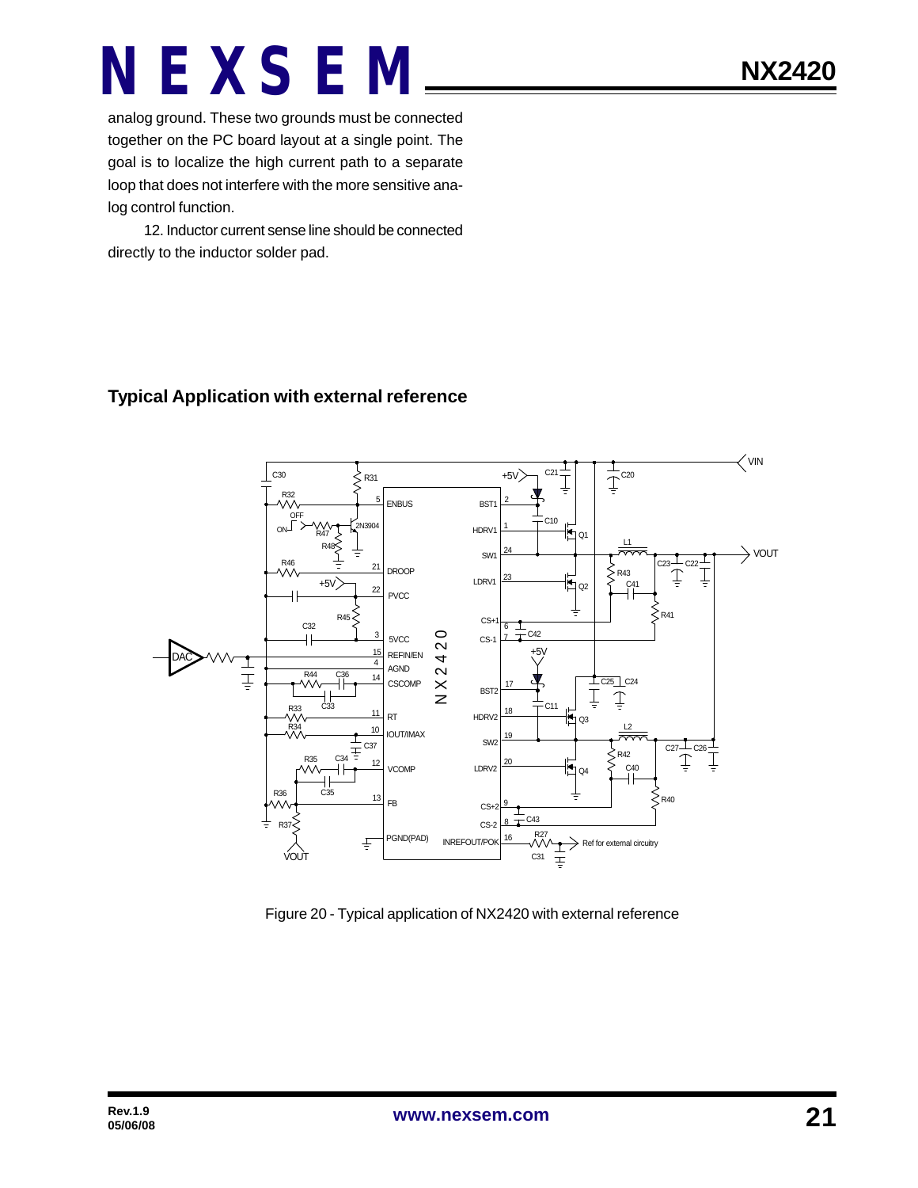analog ground. These two grounds must be connected together on the PC board layout at a single point. The goal is to localize the high current path to a separate loop that does not interfere with the more sensitive analog control function.

12. Inductor current sense line should be connected directly to the inductor solder pad.

## Typical Application with external reference

Figure 20 - Typical application of NX2420 with external reference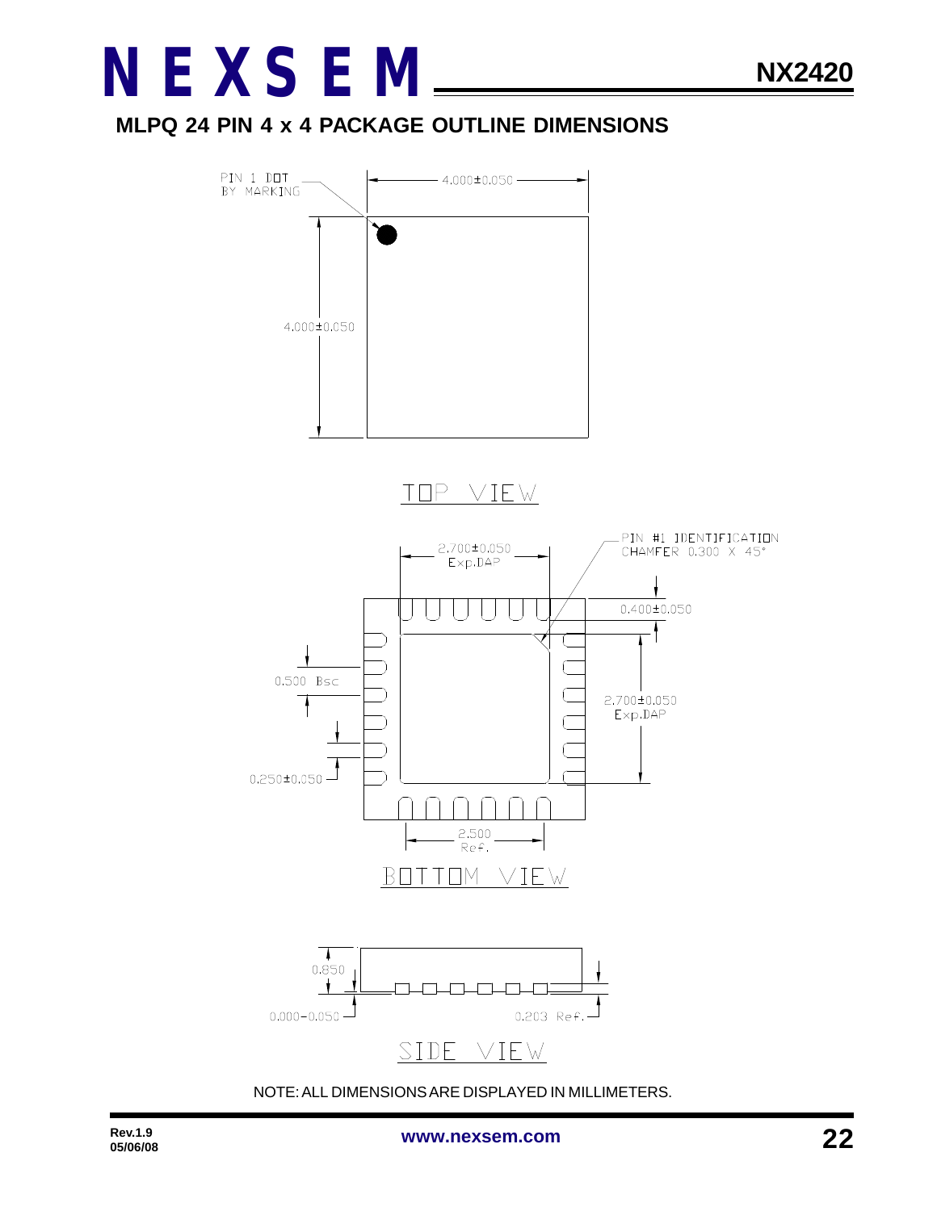## MLPQ 24 PIN 4 x 4 PACKAGE OUTLINE DIMENSIONS

PIN 1 DOT BY MARKING

4.000±0.050

4.000±0.050

TOP VIEW

2.700±0.050 Exp.DAP

PIN #1 IDENTIFICATION CHAMFER 0.300 X 45°

0.400±0.050

0.500 Bsc

2.700±0.050 Exp.DAP

0.250±0.050

2.500 Ref.

BOTTOM VIEW

0.850

0.000~0.050

0.203 Ref.

SIDE VIEW

NOTE: ALL DIMENSIONS ARE DISPLAYED IN MILLIMETERS.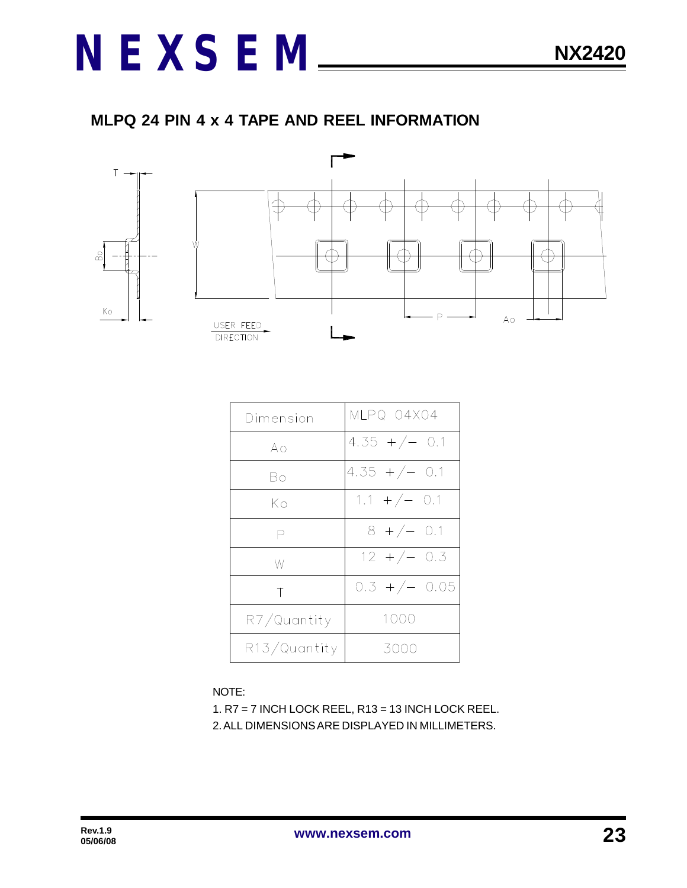## MLPQ 24 PIN 4 x 4 TAPE AND REEL INFORMATION

T

Bo

Ko

W

USER FEED DIRECTION

P

Ao

| Dimension | MLPQ 04X04 |
|---|---|
| Ao | 4.35 +/− 0.1 |
| Bo | 4.35 +/− 0.1 |
| Ko | 1.1 +/− 0.1 |
| P | 8 +/− 0.1 |
| W | 12 +/− 0.3 |
| T | 0.3 +/− 0.05 |
| R7/Quantity | 1000 |
| R13/Quantity | 3000 |

NOTE:

1. R7 = 7 INCH LOCK REEL, R13 = 13 INCH LOCK REEL.
2. ALL DIMENSIONS ARE DISPLAYED IN MILLIMETERS.